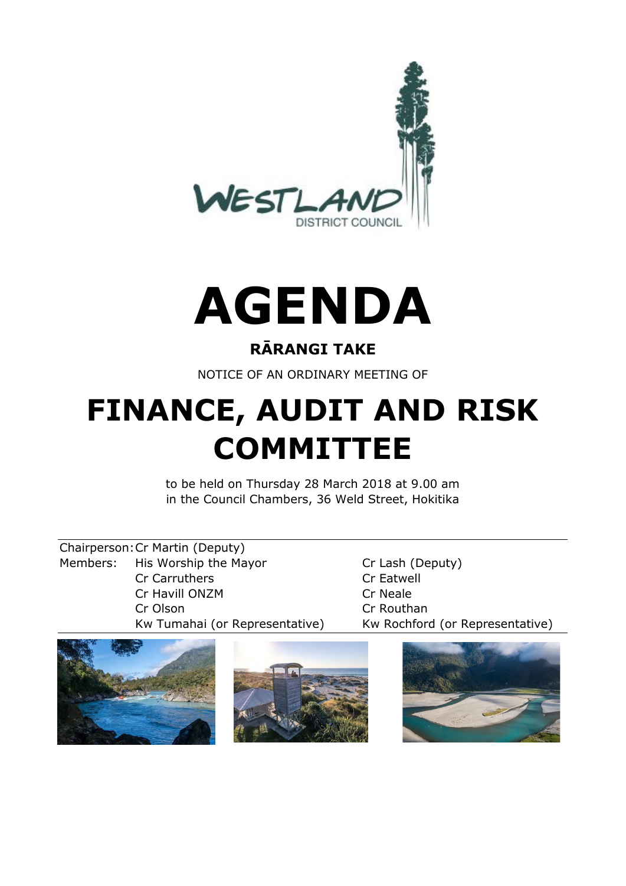WESTLAND DISTRICT COUNCIL

# AGENDA

## RĀRANGI TAKE

NOTICE OF AN ORDINARY MEETING OF

# FINANCE, AUDIT AND RISK COMMITTEE

to be held on Thursday 28 March 2018 at 9.00 am
in the Council Chambers, 36 Weld Street, Hokitika

| | | |
|---|---|---|
| Chairperson: | Cr Martin (Deputy) | |
| Members: | His Worship the Mayor | Cr Lash (Deputy) |
| | Cr Carruthers | Cr Eatwell |
| | Cr Havill ONZM | Cr Neale |
| | Cr Olson | Cr Routhan |
| | Kw Tumahai (or Representative) | Kw Rochford (or Representative) |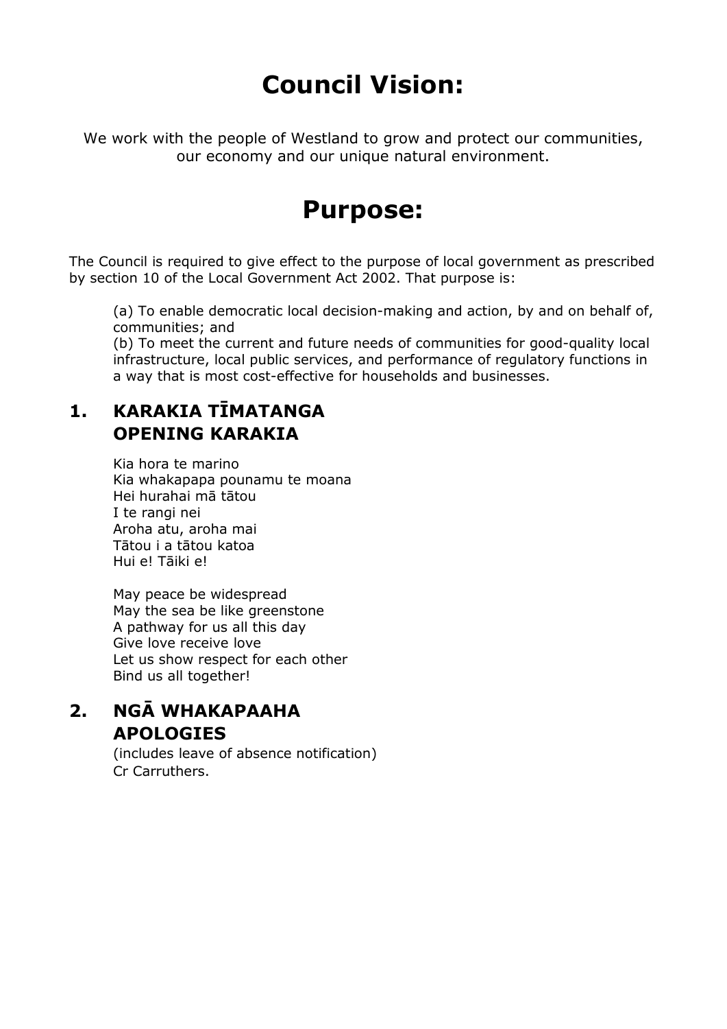# Council Vision:

We work with the people of Westland to grow and protect our communities, our economy and our unique natural environment.

# Purpose:

The Council is required to give effect to the purpose of local government as prescribed by section 10 of the Local Government Act 2002. That purpose is:

> (a) To enable democratic local decision-making and action, by and on behalf of, communities; and
> (b) To meet the current and future needs of communities for good-quality local infrastructure, local public services, and performance of regulatory functions in a way that is most cost-effective for households and businesses.

## 1. KARAKIA TĪMATANGA OPENING KARAKIA

Kia hora te marino
Kia whakapapa pounamu te moana
Hei hurahai mā tātou
I te rangi nei
Aroha atu, aroha mai
Tātou i a tātou katoa
Hui e! Tāiki e!

May peace be widespread
May the sea be like greenstone
A pathway for us all this day
Give love receive love
Let us show respect for each other
Bind us all together!

## 2. NGĀ WHAKAPAAHA APOLOGIES

(includes leave of absence notification)
Cr Carruthers.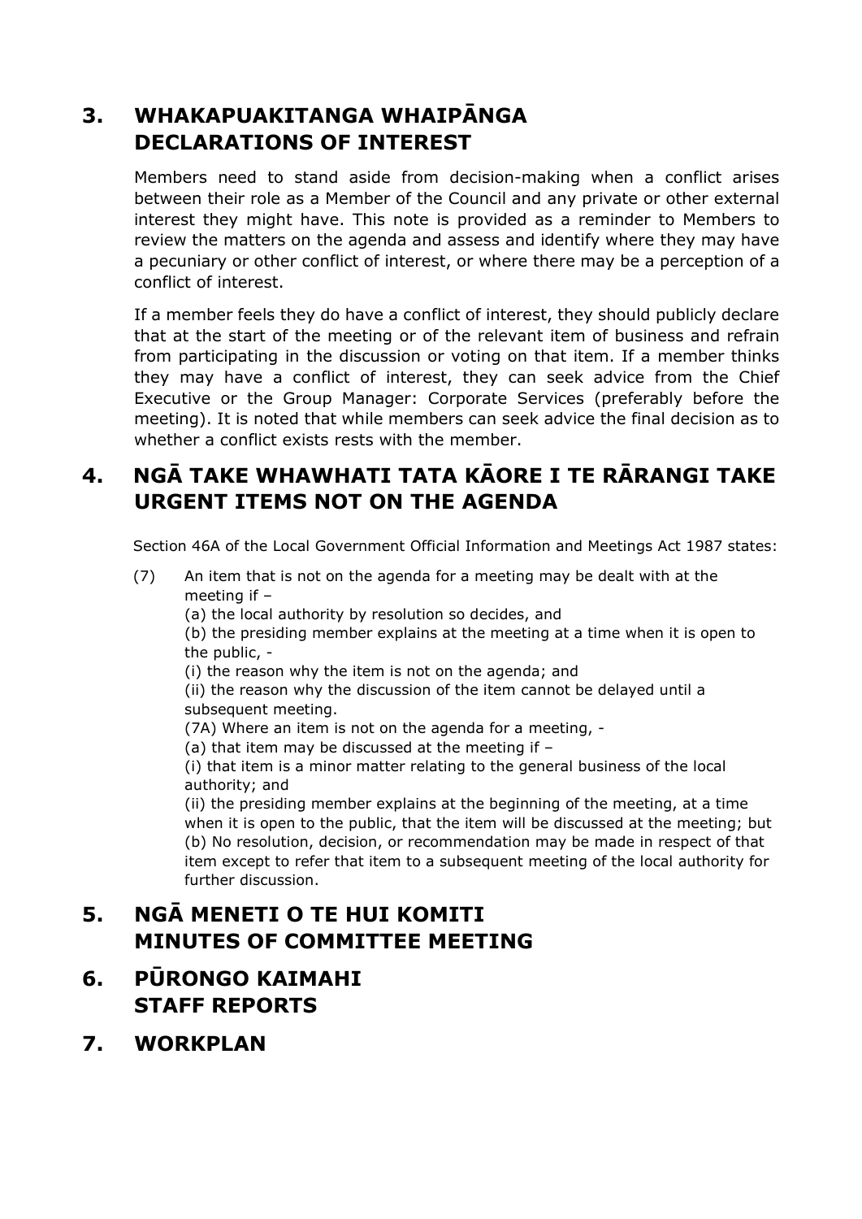## 3. WHAKAPUAKITANGA WHAIPĀNGA DECLARATIONS OF INTEREST

Members need to stand aside from decision-making when a conflict arises between their role as a Member of the Council and any private or other external interest they might have. This note is provided as a reminder to Members to review the matters on the agenda and assess and identify where they may have a pecuniary or other conflict of interest, or where there may be a perception of a conflict of interest.

If a member feels they do have a conflict of interest, they should publicly declare that at the start of the meeting or of the relevant item of business and refrain from participating in the discussion or voting on that item. If a member thinks they may have a conflict of interest, they can seek advice from the Chief Executive or the Group Manager: Corporate Services (preferably before the meeting). It is noted that while members can seek advice the final decision as to whether a conflict exists rests with the member.

## 4. NGĀ TAKE WHAWHATI TATA KĀORE I TE RĀRANGI TAKE URGENT ITEMS NOT ON THE AGENDA

Section 46A of the Local Government Official Information and Meetings Act 1987 states:

(7) An item that is not on the agenda for a meeting may be dealt with at the meeting if –
(a) the local authority by resolution so decides, and
(b) the presiding member explains at the meeting at a time when it is open to the public, -
(i) the reason why the item is not on the agenda; and
(ii) the reason why the discussion of the item cannot be delayed until a subsequent meeting.
(7A) Where an item is not on the agenda for a meeting, -
(a) that item may be discussed at the meeting if –
(i) that item is a minor matter relating to the general business of the local authority; and
(ii) the presiding member explains at the beginning of the meeting, at a time when it is open to the public, that the item will be discussed at the meeting; but
(b) No resolution, decision, or recommendation may be made in respect of that item except to refer that item to a subsequent meeting of the local authority for further discussion.

## 5. NGĀ MENETI O TE HUI KOMITI MINUTES OF COMMITTEE MEETING

## 6. PŪRONGO KAIMAHI STAFF REPORTS

## 7. WORKPLAN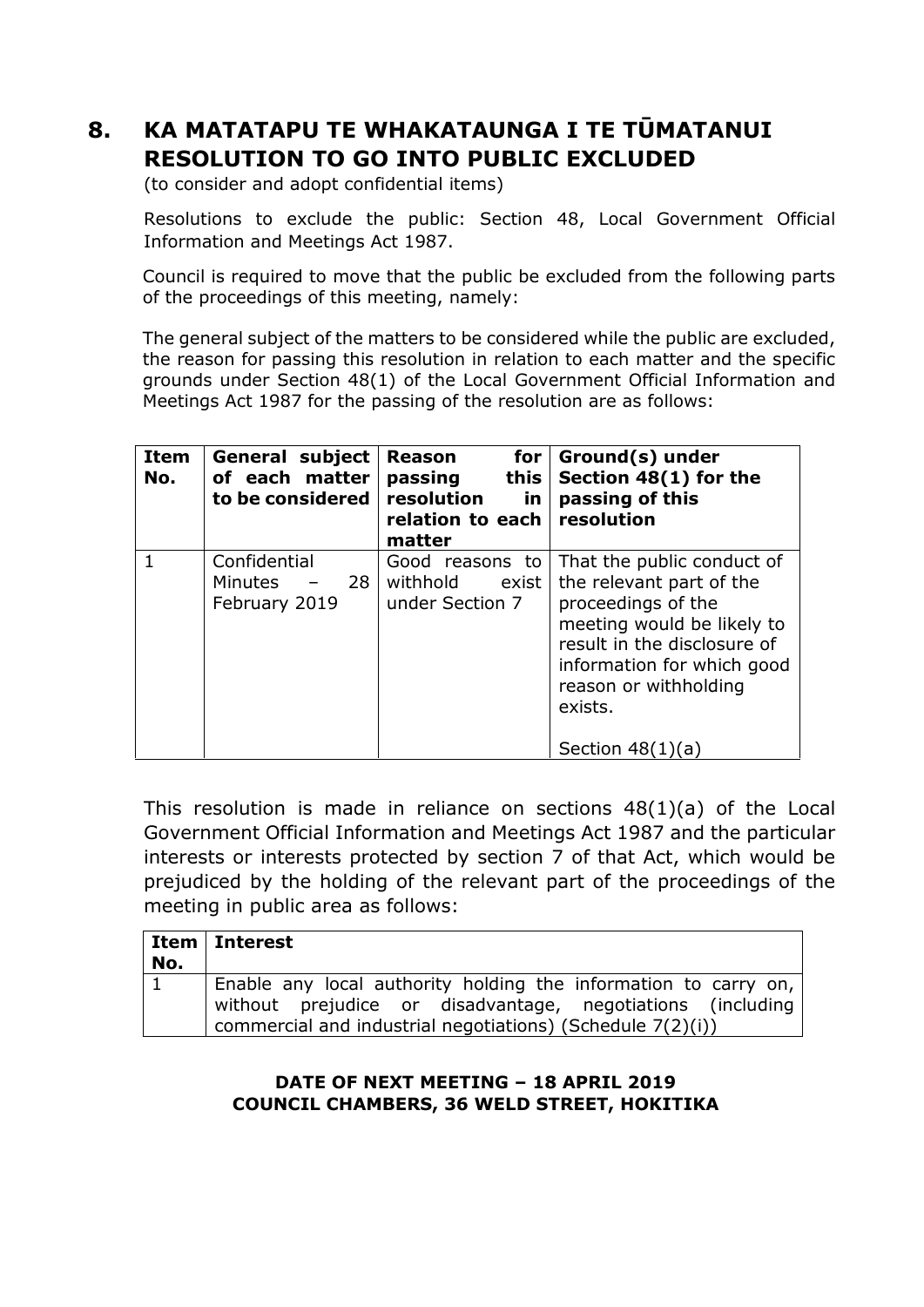## 8. KA MATATAPU TE WHAKATAUNGA I TE TŪMATANUI RESOLUTION TO GO INTO PUBLIC EXCLUDED

(to consider and adopt confidential items)

Resolutions to exclude the public: Section 48, Local Government Official Information and Meetings Act 1987.

Council is required to move that the public be excluded from the following parts of the proceedings of this meeting, namely:

The general subject of the matters to be considered while the public are excluded, the reason for passing this resolution in relation to each matter and the specific grounds under Section 48(1) of the Local Government Official Information and Meetings Act 1987 for the passing of the resolution are as follows:

| Item No. | General subject of each matter to be considered | Reason for passing this resolution in relation to each matter | Ground(s) under Section 48(1) for the passing of this resolution |
|---|---|---|---|
| 1 | Confidential Minutes – 28 February 2019 | Good reasons to withhold exist under Section 7 | That the public conduct of the relevant part of the proceedings of the meeting would be likely to result in the disclosure of information for which good reason or withholding exists.<br><br>Section 48(1)(a) |

This resolution is made in reliance on sections 48(1)(a) of the Local Government Official Information and Meetings Act 1987 and the particular interests or interests protected by section 7 of that Act, which would be prejudiced by the holding of the relevant part of the proceedings of the meeting in public area as follows:

| Item No. | Interest |
|---|---|
| 1 | Enable any local authority holding the information to carry on, without prejudice or disadvantage, negotiations (including commercial and industrial negotiations) (Schedule 7(2)(i)) |

**DATE OF NEXT MEETING – 18 APRIL 2019**
**COUNCIL CHAMBERS, 36 WELD STREET, HOKITIKA**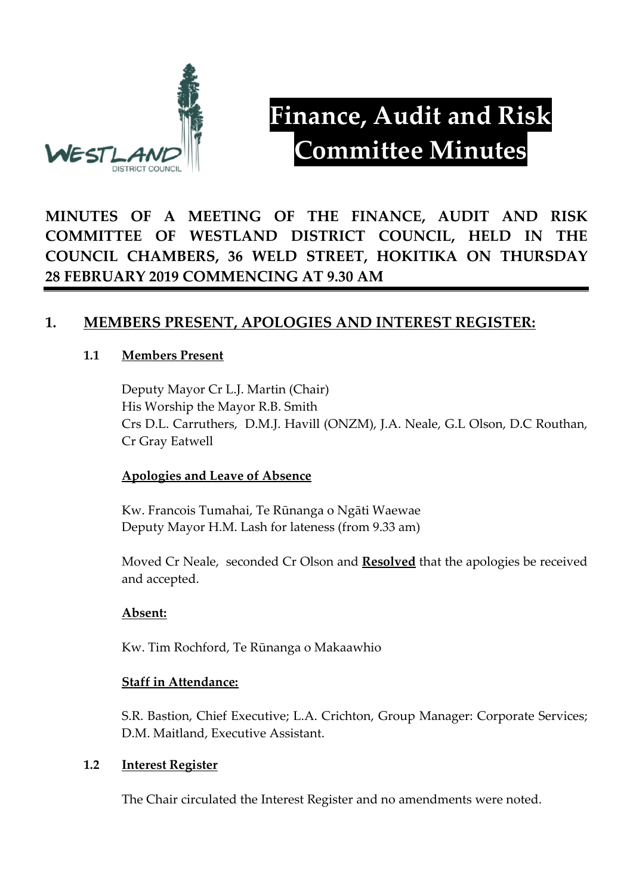# Finance, Audit and Risk Committee Minutes

**MINUTES OF A MEETING OF THE FINANCE, AUDIT AND RISK COMMITTEE OF WESTLAND DISTRICT COUNCIL, HELD IN THE COUNCIL CHAMBERS, 36 WELD STREET, HOKITIKA ON THURSDAY 28 FEBRUARY 2019 COMMENCING AT 9.30 AM**

## 1. MEMBERS PRESENT, APOLOGIES AND INTEREST REGISTER:

### 1.1 Members Present

Deputy Mayor Cr L.J. Martin (Chair)
His Worship the Mayor R.B. Smith
Crs D.L. Carruthers, D.M.J. Havill (ONZM), J.A. Neale, G.L Olson, D.C Routhan, Cr Gray Eatwell

**Apologies and Leave of Absence**

Kw. Francois Tumahai, Te Rūnanga o Ngāti Waewae
Deputy Mayor H.M. Lash for lateness (from 9.33 am)

Moved Cr Neale, seconded Cr Olson and **Resolved** that the apologies be received and accepted.

**Absent:**

Kw. Tim Rochford, Te Rūnanga o Makaawhio

**Staff in Attendance:**

S.R. Bastion, Chief Executive; L.A. Crichton, Group Manager: Corporate Services; D.M. Maitland, Executive Assistant.

### 1.2 Interest Register

The Chair circulated the Interest Register and no amendments were noted.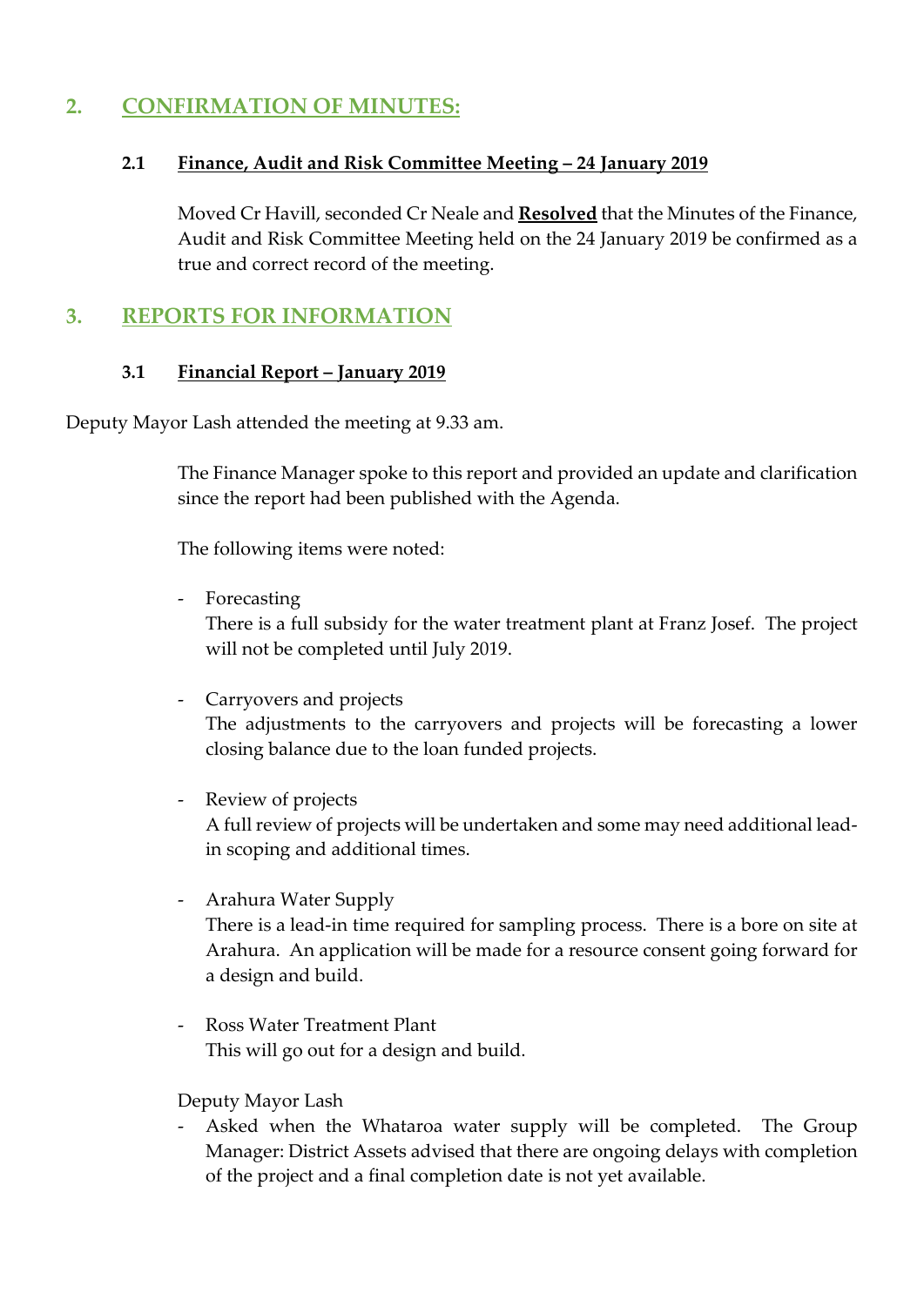## 2. CONFIRMATION OF MINUTES:

### 2.1 Finance, Audit and Risk Committee Meeting – 24 January 2019

Moved Cr Havill, seconded Cr Neale and **Resolved** that the Minutes of the Finance, Audit and Risk Committee Meeting held on the 24 January 2019 be confirmed as a true and correct record of the meeting.

## 3. REPORTS FOR INFORMATION

### 3.1 Financial Report – January 2019

Deputy Mayor Lash attended the meeting at 9.33 am.

The Finance Manager spoke to this report and provided an update and clarification since the report had been published with the Agenda.

The following items were noted:

- Forecasting
  There is a full subsidy for the water treatment plant at Franz Josef. The project will not be completed until July 2019.

- Carryovers and projects
  The adjustments to the carryovers and projects will be forecasting a lower closing balance due to the loan funded projects.

- Review of projects
  A full review of projects will be undertaken and some may need additional lead-in scoping and additional times.

- Arahura Water Supply
  There is a lead-in time required for sampling process. There is a bore on site at Arahura. An application will be made for a resource consent going forward for a design and build.

- Ross Water Treatment Plant
  This will go out for a design and build.

Deputy Mayor Lash

- Asked when the Whataroa water supply will be completed. The Group Manager: District Assets advised that there are ongoing delays with completion of the project and a final completion date is not yet available.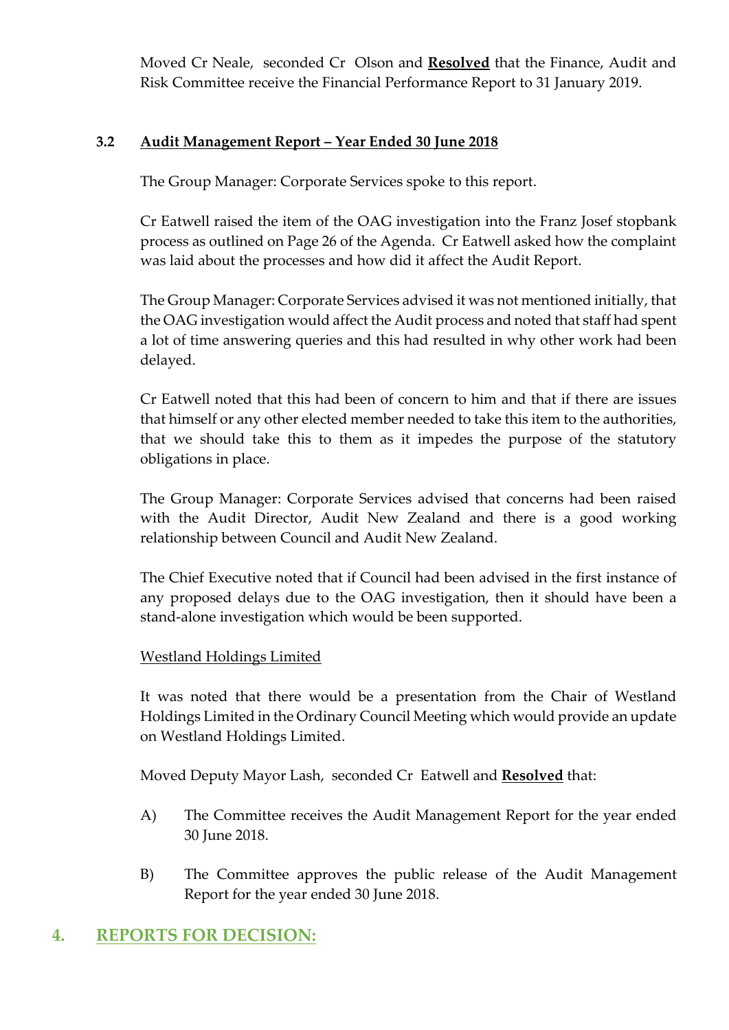Moved Cr Neale, seconded Cr Olson and **Resolved** that the Finance, Audit and Risk Committee receive the Financial Performance Report to 31 January 2019.

### 3.2 Audit Management Report – Year Ended 30 June 2018

The Group Manager: Corporate Services spoke to this report.

Cr Eatwell raised the item of the OAG investigation into the Franz Josef stopbank process as outlined on Page 26 of the Agenda. Cr Eatwell asked how the complaint was laid about the processes and how did it affect the Audit Report.

The Group Manager: Corporate Services advised it was not mentioned initially, that the OAG investigation would affect the Audit process and noted that staff had spent a lot of time answering queries and this had resulted in why other work had been delayed.

Cr Eatwell noted that this had been of concern to him and that if there are issues that himself or any other elected member needed to take this item to the authorities, that we should take this to them as it impedes the purpose of the statutory obligations in place.

The Group Manager: Corporate Services advised that concerns had been raised with the Audit Director, Audit New Zealand and there is a good working relationship between Council and Audit New Zealand.

The Chief Executive noted that if Council had been advised in the first instance of any proposed delays due to the OAG investigation, then it should have been a stand-alone investigation which would be been supported.

Westland Holdings Limited

It was noted that there would be a presentation from the Chair of Westland Holdings Limited in the Ordinary Council Meeting which would provide an update on Westland Holdings Limited.

Moved Deputy Mayor Lash, seconded Cr Eatwell and **Resolved** that:

A) The Committee receives the Audit Management Report for the year ended 30 June 2018.

B) The Committee approves the public release of the Audit Management Report for the year ended 30 June 2018.

## 4. REPORTS FOR DECISION: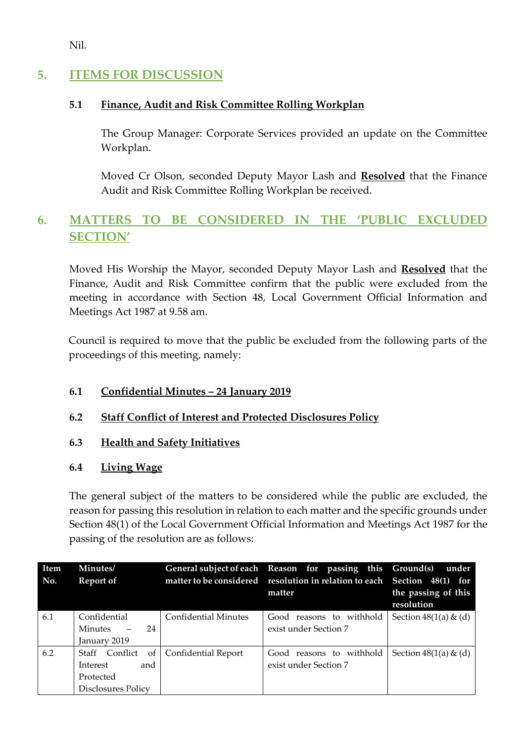Nil.

## 5. ITEMS FOR DISCUSSION

### 5.1 Finance, Audit and Risk Committee Rolling Workplan

The Group Manager: Corporate Services provided an update on the Committee Workplan.

Moved Cr Olson, seconded Deputy Mayor Lash and **Resolved** that the Finance Audit and Risk Committee Rolling Workplan be received.

## 6. MATTERS TO BE CONSIDERED IN THE 'PUBLIC EXCLUDED SECTION'

Moved His Worship the Mayor, seconded Deputy Mayor Lash and **Resolved** that the Finance, Audit and Risk Committee confirm that the public were excluded from the meeting in accordance with Section 48, Local Government Official Information and Meetings Act 1987 at 9.58 am.

Council is required to move that the public be excluded from the following parts of the proceedings of this meeting, namely:

### 6.1 Confidential Minutes – 24 January 2019

### 6.2 Staff Conflict of Interest and Protected Disclosures Policy

### 6.3 Health and Safety Initiatives

### 6.4 Living Wage

The general subject of the matters to be considered while the public are excluded, the reason for passing this resolution in relation to each matter and the specific grounds under Section 48(1) of the Local Government Official Information and Meetings Act 1987 for the passing of the resolution are as follows:

| Item No. | Minutes/ Report of | General subject of each matter to be considered | Reason for passing this resolution in relation to each matter | Ground(s) under Section 48(1) for the passing of this resolution |
|---|---|---|---|---|
| 6.1 | Confidential Minutes – 24 January 2019 | Confidential Minutes | Good reasons to withhold exist under Section 7 | Section 48(1(a) & (d) |
| 6.2 | Staff Conflict of Interest and Protected Disclosures Policy | Confidential Report | Good reasons to withhold exist under Section 7 | Section 48(1(a) & (d) |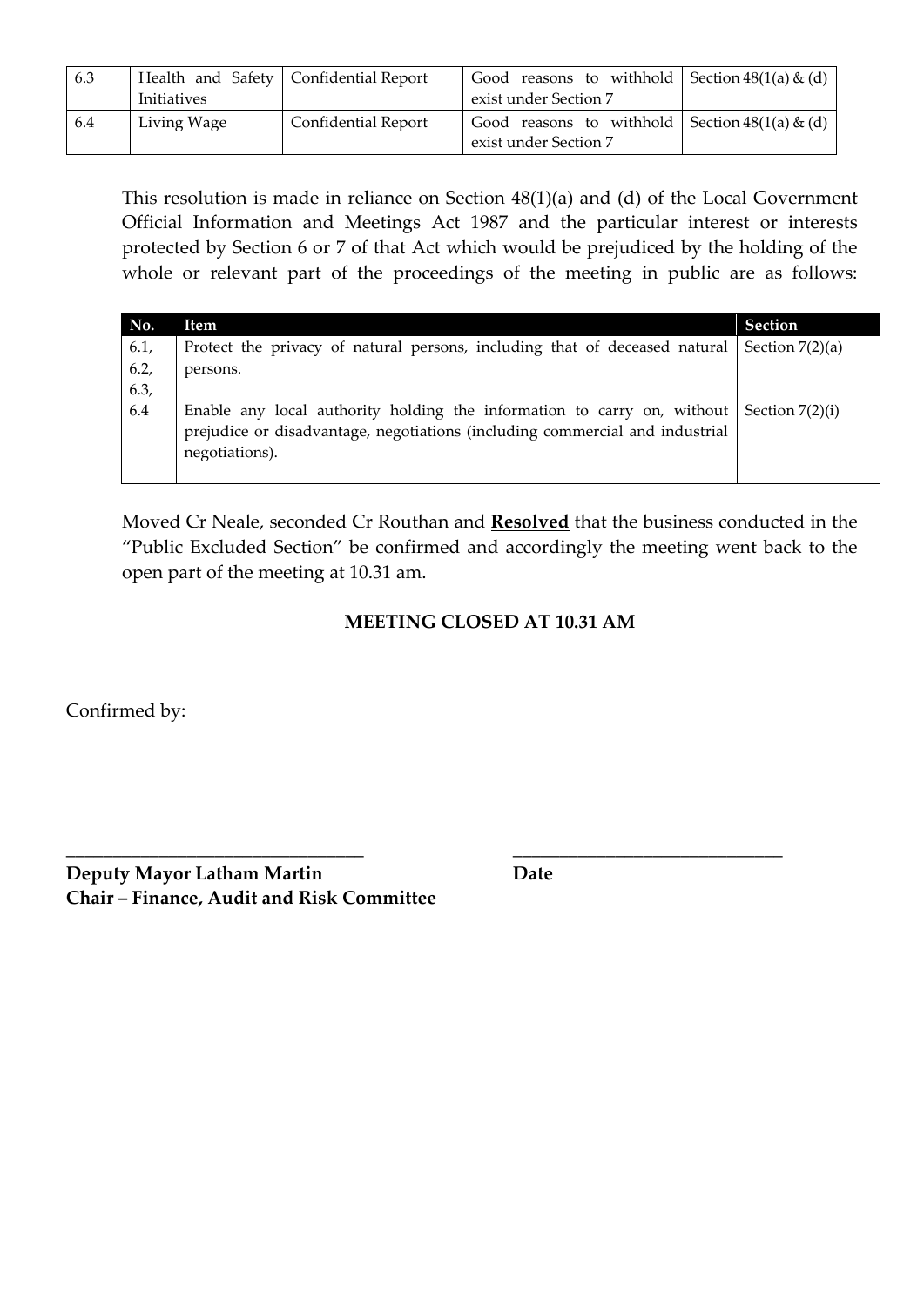| 6.3 | Health and Safety Initiatives | Confidential Report | Good reasons to withhold exist under Section 7 | Section 48(1(a) & (d) |
|---|---|---|---|---|
| 6.4 | Living Wage | Confidential Report | Good reasons to withhold exist under Section 7 | Section 48(1(a) & (d) |

This resolution is made in reliance on Section 48(1)(a) and (d) of the Local Government Official Information and Meetings Act 1987 and the particular interest or interests protected by Section 6 or 7 of that Act which would be prejudiced by the holding of the whole or relevant part of the proceedings of the meeting in public are as follows:

| No. | Item | Section |
|---|---|---|
| 6.1, 6.2, 6.3, 6.4 | Protect the privacy of natural persons, including that of deceased natural persons. | Section 7(2)(a) |
| | Enable any local authority holding the information to carry on, without prejudice or disadvantage, negotiations (including commercial and industrial negotiations). | Section 7(2)(i) |

Moved Cr Neale, seconded Cr Routhan and **Resolved** that the business conducted in the "Public Excluded Section" be confirmed and accordingly the meeting went back to the open part of the meeting at 10.31 am.

**MEETING CLOSED AT 10.31 AM**

Confirmed by:

_______________________________ _______________________________

**Deputy Mayor Latham Martin** **Date**
**Chair – Finance, Audit and Risk Committee**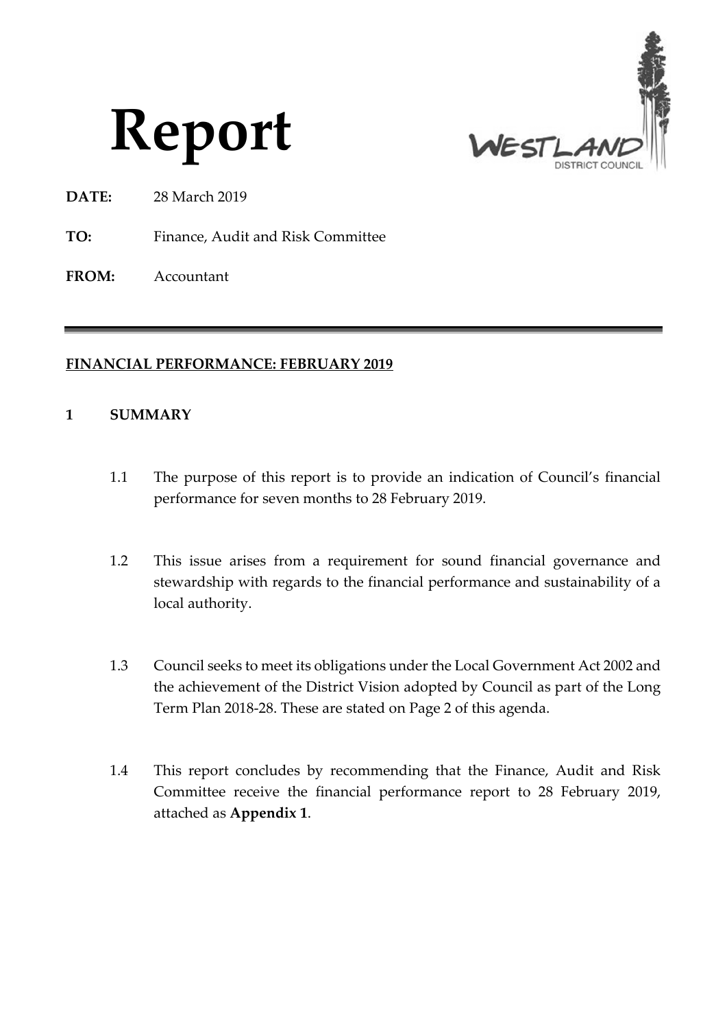# Report

**DATE:** 28 March 2019

**TO:** Finance, Audit and Risk Committee

**FROM:** Accountant

---

**FINANCIAL PERFORMANCE: FEBRUARY 2019**

## 1 SUMMARY

1.1 The purpose of this report is to provide an indication of Council's financial performance for seven months to 28 February 2019.

1.2 This issue arises from a requirement for sound financial governance and stewardship with regards to the financial performance and sustainability of a local authority.

1.3 Council seeks to meet its obligations under the Local Government Act 2002 and the achievement of the District Vision adopted by Council as part of the Long Term Plan 2018-28. These are stated on Page 2 of this agenda.

1.4 This report concludes by recommending that the Finance, Audit and Risk Committee receive the financial performance report to 28 February 2019, attached as **Appendix 1**.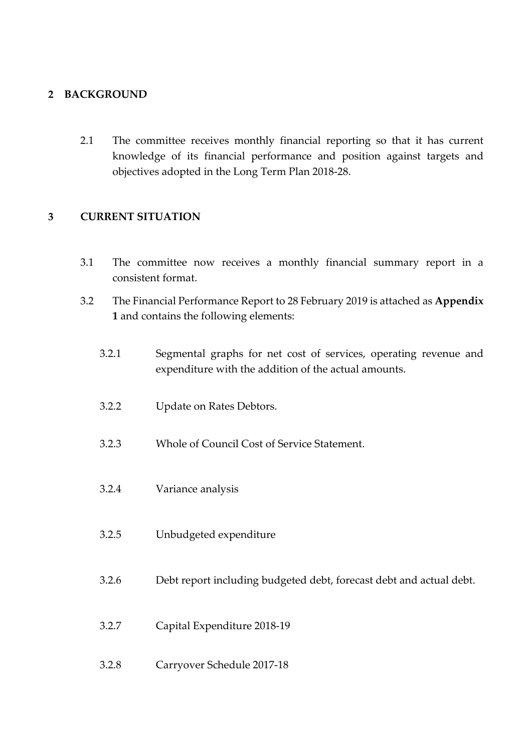## 2 BACKGROUND

2.1 The committee receives monthly financial reporting so that it has current knowledge of its financial performance and position against targets and objectives adopted in the Long Term Plan 2018-28.

## 3 CURRENT SITUATION

3.1 The committee now receives a monthly financial summary report in a consistent format.

3.2 The Financial Performance Report to 28 February 2019 is attached as **Appendix 1** and contains the following elements:

3.2.1 Segmental graphs for net cost of services, operating revenue and expenditure with the addition of the actual amounts.

3.2.2 Update on Rates Debtors.

3.2.3 Whole of Council Cost of Service Statement.

3.2.4 Variance analysis

3.2.5 Unbudgeted expenditure

3.2.6 Debt report including budgeted debt, forecast debt and actual debt.

3.2.7 Capital Expenditure 2018-19

3.2.8 Carryover Schedule 2017-18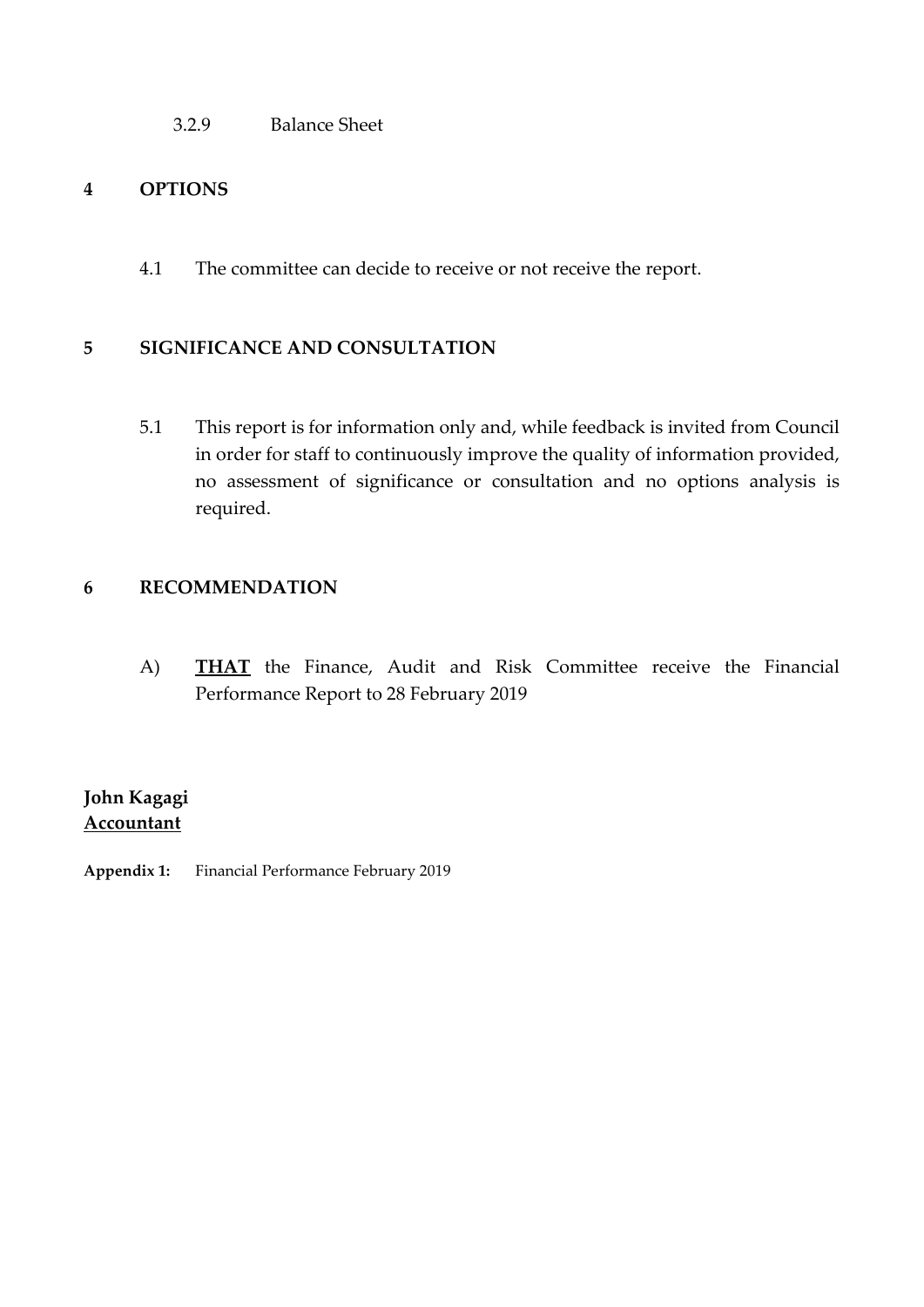3.2.9 Balance Sheet

## 4 OPTIONS

4.1 The committee can decide to receive or not receive the report.

## 5 SIGNIFICANCE AND CONSULTATION

5.1 This report is for information only and, while feedback is invited from Council in order for staff to continuously improve the quality of information provided, no assessment of significance or consultation and no options analysis is required.

## 6 RECOMMENDATION

A) **THAT** the Finance, Audit and Risk Committee receive the Financial Performance Report to 28 February 2019

**John Kagagi**
**Accountant**

**Appendix 1:** Financial Performance February 2019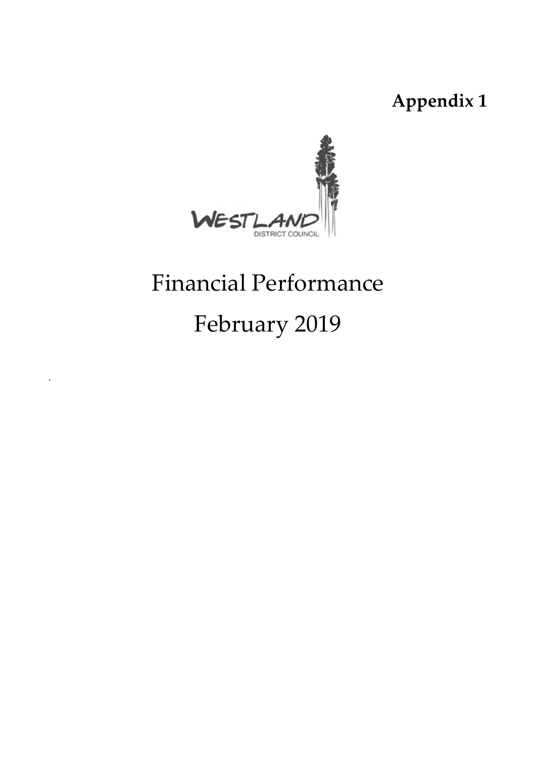**Appendix 1**

WESTLAND

DISTRICT COUNCIL

# Financial Performance

# February 2019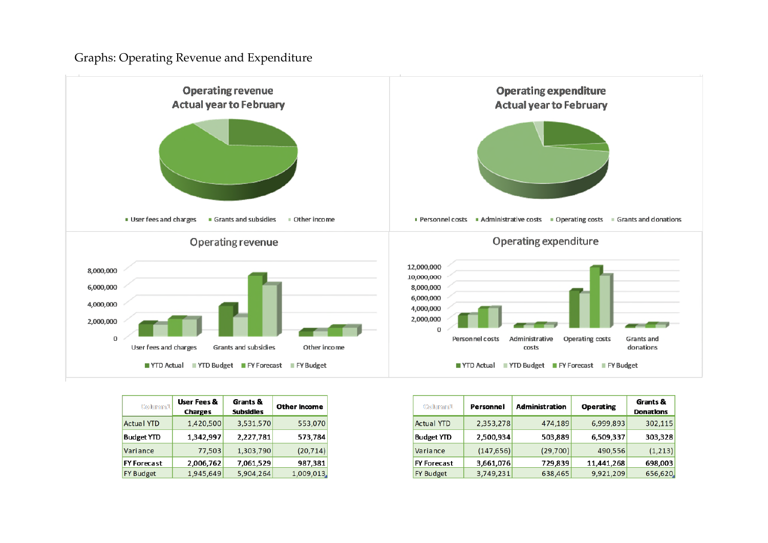## Graphs: Operating Revenue and Expenditure

**Operating revenue**
**Actual year to February**

User fees and charges · Grants and subsidies · Other income

**Operating expenditure**
**Actual year to February**

Personnel costs · Administrative costs · Operating costs · Grants and donations

**Operating revenue**

8,000,000
6,000,000
4,000,000
2,000,000
0

User fees and charges · Grants and subsidies · Other income

YTD Actual · YTD Budget · FY Forecast · FY Budget

**Operating expenditure**

12,000,000
10,000,000
8,000,000
6,000,000
4,000,000
2,000,000
0

Personnel costs · Administrative costs · Operating costs · Grants and donations

YTD Actual · YTD Budget · FY Forecast · FY Budget

| Column1 | User Fees & Charges | Grants & Subsidies | Other Income |
|---|---|---|---|
| Actual YTD | 1,420,500 | 3,531,570 | 553,070 |
| Budget YTD | 1,342,997 | 2,227,781 | 573,784 |
| Variance | 77,503 | 1,303,790 | (20,714) |
| FY Forecast | 2,006,762 | 7,061,529 | 987,381 |
| FY Budget | 1,945,649 | 5,904,264 | 1,009,013 |

| Column1 | Personnel | Administration | Operating | Grants & Donations |
|---|---|---|---|---|
| Actual YTD | 2,353,278 | 474,189 | 6,999,893 | 302,115 |
| Budget YTD | 2,500,934 | 503,889 | 6,509,337 | 303,328 |
| Variance | (147,656) | (29,700) | 490,556 | (1,213) |
| FY Forecast | 3,661,076 | 729,839 | 11,441,268 | 698,003 |
| FY Budget | 3,749,231 | 638,465 | 9,921,209 | 656,620 |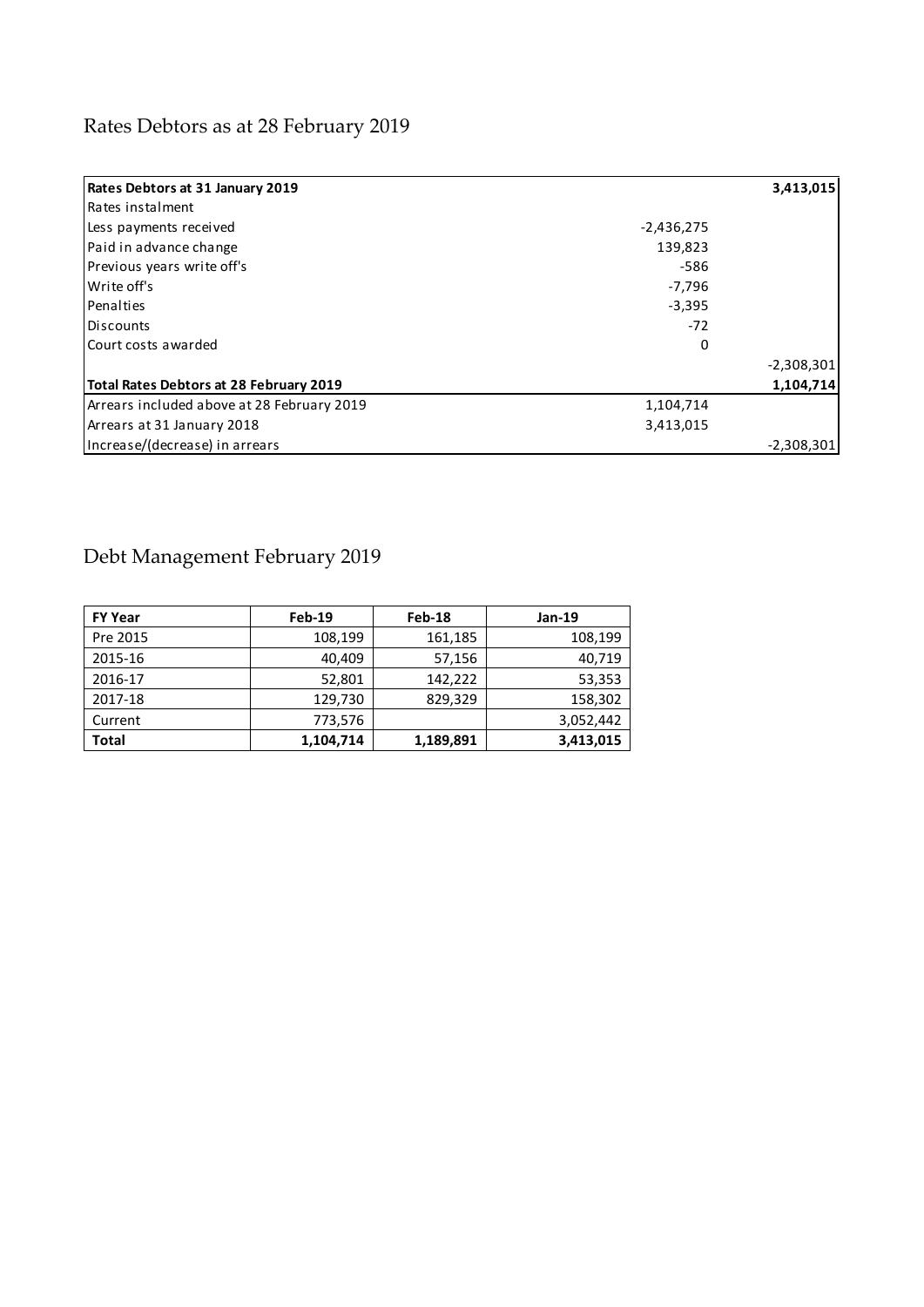# Rates Debtors as at 28 February 2019

| Rates Debtors at 31 January 2019 | | 3,413,015 |
|---|---|---|
| Rates instalment | | |
| Less payments received | -2,436,275 | |
| Paid in advance change | 139,823 | |
| Previous years write off's | -586 | |
| Write off's | -7,796 | |
| Penalties | -3,395 | |
| Discounts | -72 | |
| Court costs awarded | 0 | |
| | | -2,308,301 |
| **Total Rates Debtors at 28 February 2019** | | **1,104,714** |
| Arrears included above at 28 February 2019 | 1,104,714 | |
| Arrears at 31 January 2018 | 3,413,015 | |
| Increase/(decrease) in arrears | | -2,308,301 |

# Debt Management February 2019

| FY Year | Feb-19 | Feb-18 | Jan-19 |
|---|---|---|---|
| Pre 2015 | 108,199 | 161,185 | 108,199 |
| 2015-16 | 40,409 | 57,156 | 40,719 |
| 2016-17 | 52,801 | 142,222 | 53,353 |
| 2017-18 | 129,730 | 829,329 | 158,302 |
| Current | 773,576 | | 3,052,442 |
| **Total** | **1,104,714** | **1,189,891** | **3,413,015** |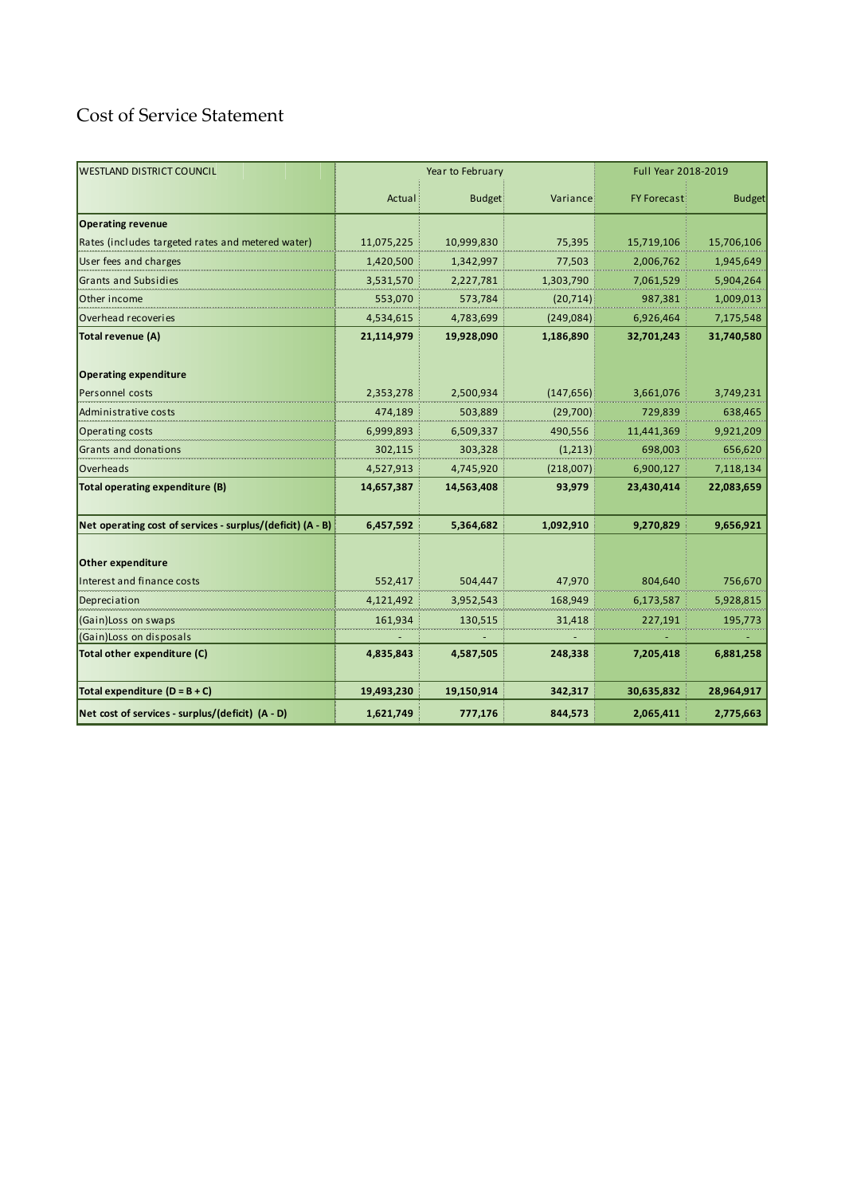# Cost of Service Statement

| WESTLAND DISTRICT COUNCIL | Year to February | | | Full Year 2018-2019 | |
|---|---|---|---|---|---|
| | Actual | Budget | Variance | FY Forecast | Budget |
| **Operating revenue** | | | | | |
| Rates (includes targeted rates and metered water) | 11,075,225 | 10,999,830 | 75,395 | 15,719,106 | 15,706,106 |
| User fees and charges | 1,420,500 | 1,342,997 | 77,503 | 2,006,762 | 1,945,649 |
| Grants and Subsidies | 3,531,570 | 2,227,781 | 1,303,790 | 7,061,529 | 5,904,264 |
| Other income | 553,070 | 573,784 | (20,714) | 987,381 | 1,009,013 |
| Overhead recoveries | 4,534,615 | 4,783,699 | (249,084) | 6,926,464 | 7,175,548 |
| **Total revenue (A)** | **21,114,979** | **19,928,090** | **1,186,890** | **32,701,243** | **31,740,580** |
| **Operating expenditure** | | | | | |
| Personnel costs | 2,353,278 | 2,500,934 | (147,656) | 3,661,076 | 3,749,231 |
| Administrative costs | 474,189 | 503,889 | (29,700) | 729,839 | 638,465 |
| Operating costs | 6,999,893 | 6,509,337 | 490,556 | 11,441,369 | 9,921,209 |
| Grants and donations | 302,115 | 303,328 | (1,213) | 698,003 | 656,620 |
| Overheads | 4,527,913 | 4,745,920 | (218,007) | 6,900,127 | 7,118,134 |
| **Total operating expenditure (B)** | **14,657,387** | **14,563,408** | **93,979** | **23,430,414** | **22,083,659** |
| **Net operating cost of services - surplus/(deficit) (A - B)** | **6,457,592** | **5,364,682** | **1,092,910** | **9,270,829** | **9,656,921** |
| **Other expenditure** | | | | | |
| Interest and finance costs | 552,417 | 504,447 | 47,970 | 804,640 | 756,670 |
| Depreciation | 4,121,492 | 3,952,543 | 168,949 | 6,173,587 | 5,928,815 |
| (Gain)Loss on swaps | 161,934 | 130,515 | 31,418 | 227,191 | 195,773 |
| (Gain)Loss on disposals | - | - | - | - | - |
| **Total other expenditure (C)** | **4,835,843** | **4,587,505** | **248,338** | **7,205,418** | **6,881,258** |
| **Total expenditure (D = B + C)** | **19,493,230** | **19,150,914** | **342,317** | **30,635,832** | **28,964,917** |
| **Net cost of services - surplus/(deficit) (A - D)** | **1,621,749** | **777,176** | **844,573** | **2,065,411** | **2,775,663** |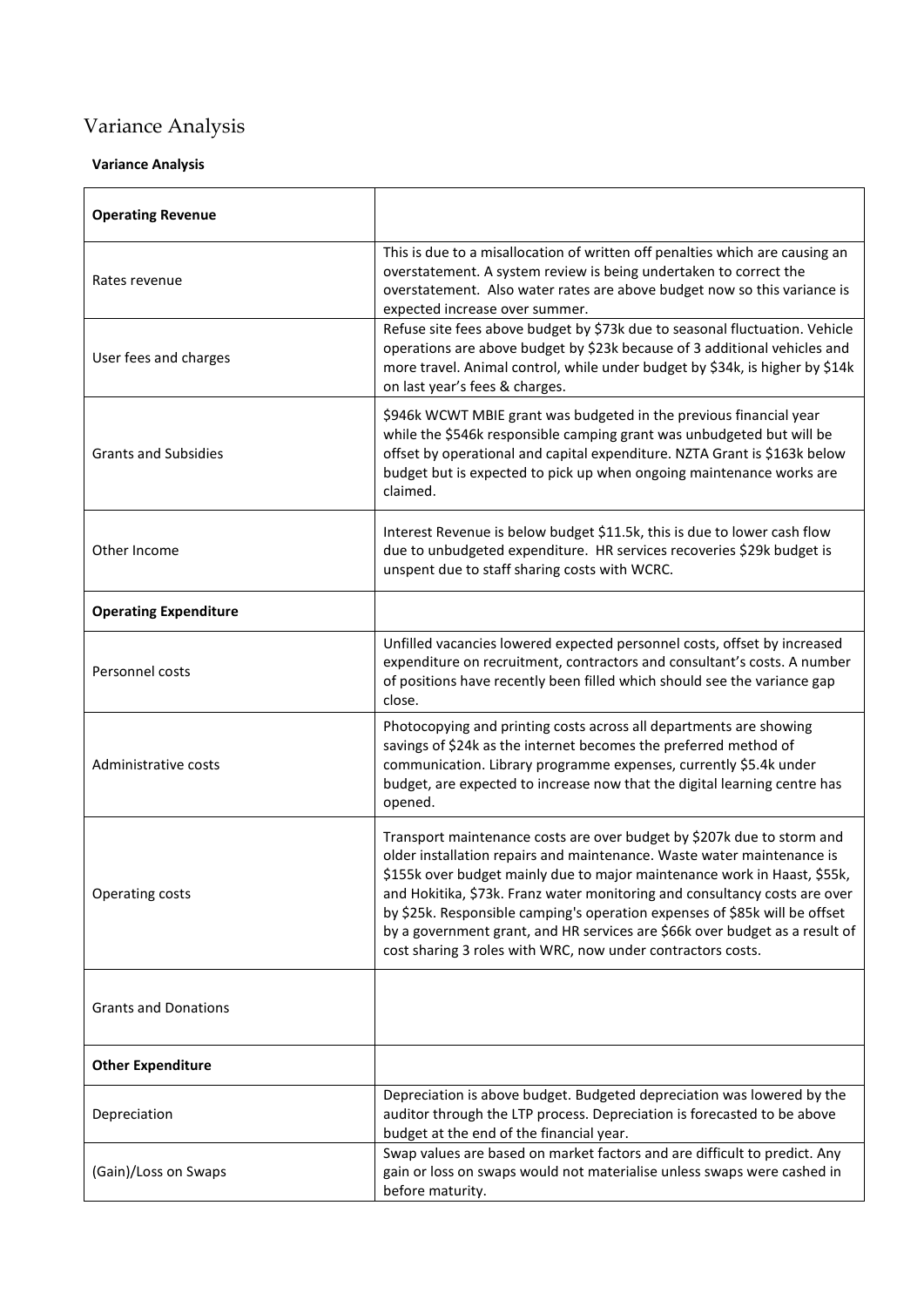# Variance Analysis

**Variance Analysis**

| **Operating Revenue** | |
|---|---|
| Rates revenue | This is due to a misallocation of written off penalties which are causing an overstatement. A system review is being undertaken to correct the overstatement. Also water rates are above budget now so this variance is expected increase over summer. |
| User fees and charges | Refuse site fees above budget by $73k due to seasonal fluctuation. Vehicle operations are above budget by $23k because of 3 additional vehicles and more travel. Animal control, while under budget by $34k, is higher by $14k on last year's fees & charges. |
| Grants and Subsidies | $946k WCWT MBIE grant was budgeted in the previous financial year while the $546k responsible camping grant was unbudgeted but will be offset by operational and capital expenditure. NZTA Grant is $163k below budget but is expected to pick up when ongoing maintenance works are claimed. |
| Other Income | Interest Revenue is below budget $11.5k, this is due to lower cash flow due to unbudgeted expenditure. HR services recoveries $29k budget is unspent due to staff sharing costs with WCRC. |
| **Operating Expenditure** | |
| Personnel costs | Unfilled vacancies lowered expected personnel costs, offset by increased expenditure on recruitment, contractors and consultant's costs. A number of positions have recently been filled which should see the variance gap close. |
| Administrative costs | Photocopying and printing costs across all departments are showing savings of $24k as the internet becomes the preferred method of communication. Library programme expenses, currently $5.4k under budget, are expected to increase now that the digital learning centre has opened. |
| Operating costs | Transport maintenance costs are over budget by $207k due to storm and older installation repairs and maintenance. Waste water maintenance is $155k over budget mainly due to major maintenance work in Haast, $55k, and Hokitika, $73k. Franz water monitoring and consultancy costs are over by $25k. Responsible camping's operation expenses of $85k will be offset by a government grant, and HR services are $66k over budget as a result of cost sharing 3 roles with WRC, now under contractors costs. |
| Grants and Donations | |
| **Other Expenditure** | |
| Depreciation | Depreciation is above budget. Budgeted depreciation was lowered by the auditor through the LTP process. Depreciation is forecasted to be above budget at the end of the financial year. |
| (Gain)/Loss on Swaps | Swap values are based on market factors and are difficult to predict. Any gain or loss on swaps would not materialise unless swaps were cashed in before maturity. |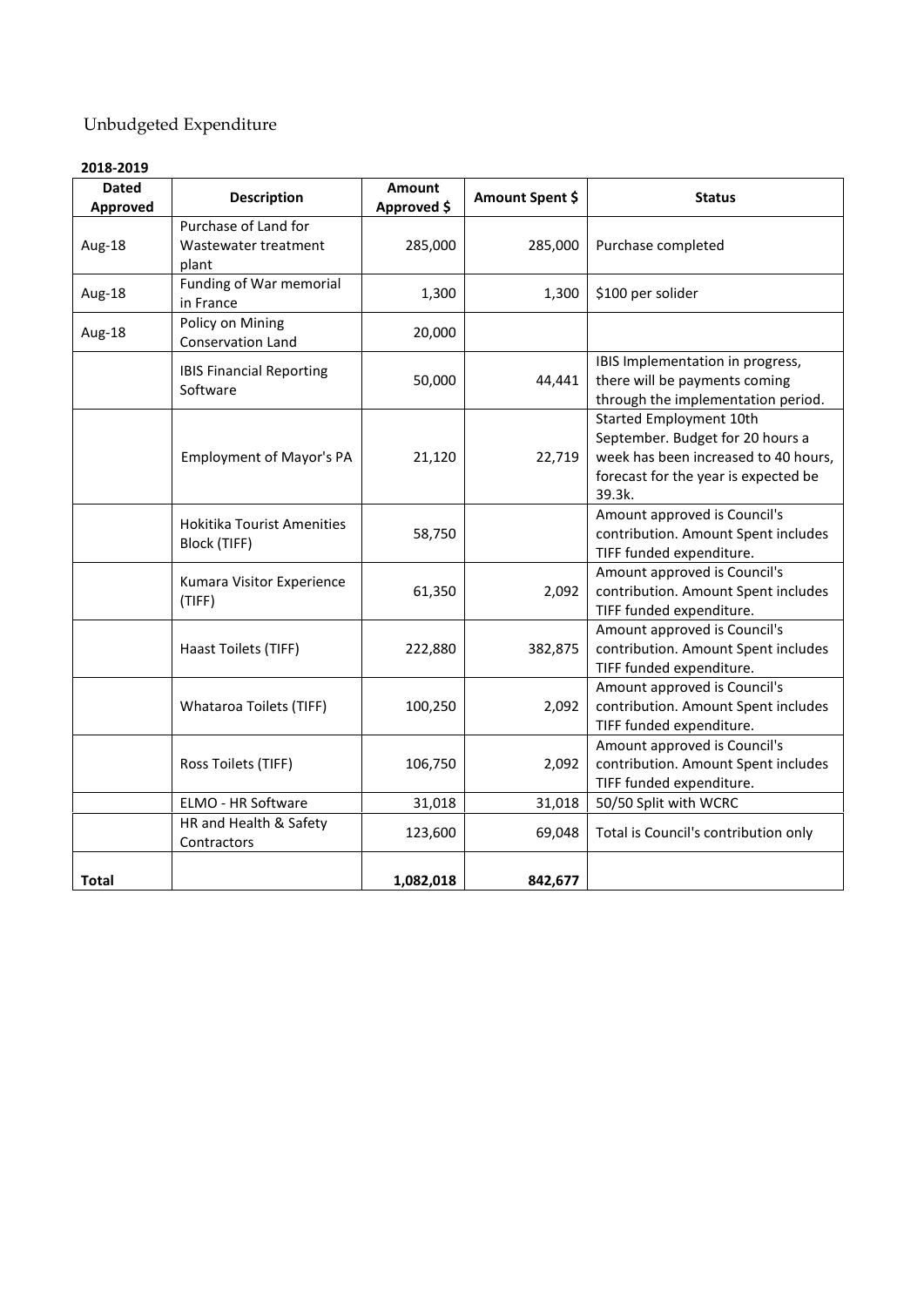# Unbudgeted Expenditure

**2018-2019**

| Dated Approved | Description | Amount Approved $ | Amount Spent $ | Status |
|---|---|---|---|---|
| Aug-18 | Purchase of Land for Wastewater treatment plant | 285,000 | 285,000 | Purchase completed |
| Aug-18 | Funding of War memorial in France | 1,300 | 1,300 | $100 per solider |
| Aug-18 | Policy on Mining Conservation Land | 20,000 | | |
| | IBIS Financial Reporting Software | 50,000 | 44,441 | IBIS Implementation in progress, there will be payments coming through the implementation period. |
| | Employment of Mayor's PA | 21,120 | 22,719 | Started Employment 10th September. Budget for 20 hours a week has been increased to 40 hours, forecast for the year is expected be 39.3k. |
| | Hokitika Tourist Amenities Block (TIFF) | 58,750 | | Amount approved is Council's contribution. Amount Spent includes TIFF funded expenditure. |
| | Kumara Visitor Experience (TIFF) | 61,350 | 2,092 | Amount approved is Council's contribution. Amount Spent includes TIFF funded expenditure. |
| | Haast Toilets (TIFF) | 222,880 | 382,875 | Amount approved is Council's contribution. Amount Spent includes TIFF funded expenditure. |
| | Whataroa Toilets (TIFF) | 100,250 | 2,092 | Amount approved is Council's contribution. Amount Spent includes TIFF funded expenditure. |
| | Ross Toilets (TIFF) | 106,750 | 2,092 | Amount approved is Council's contribution. Amount Spent includes TIFF funded expenditure. |
| | ELMO - HR Software | 31,018 | 31,018 | 50/50 Split with WCRC |
| | HR and Health & Safety Contractors | 123,600 | 69,048 | Total is Council's contribution only |
| **Total** | | **1,082,018** | **842,677** | |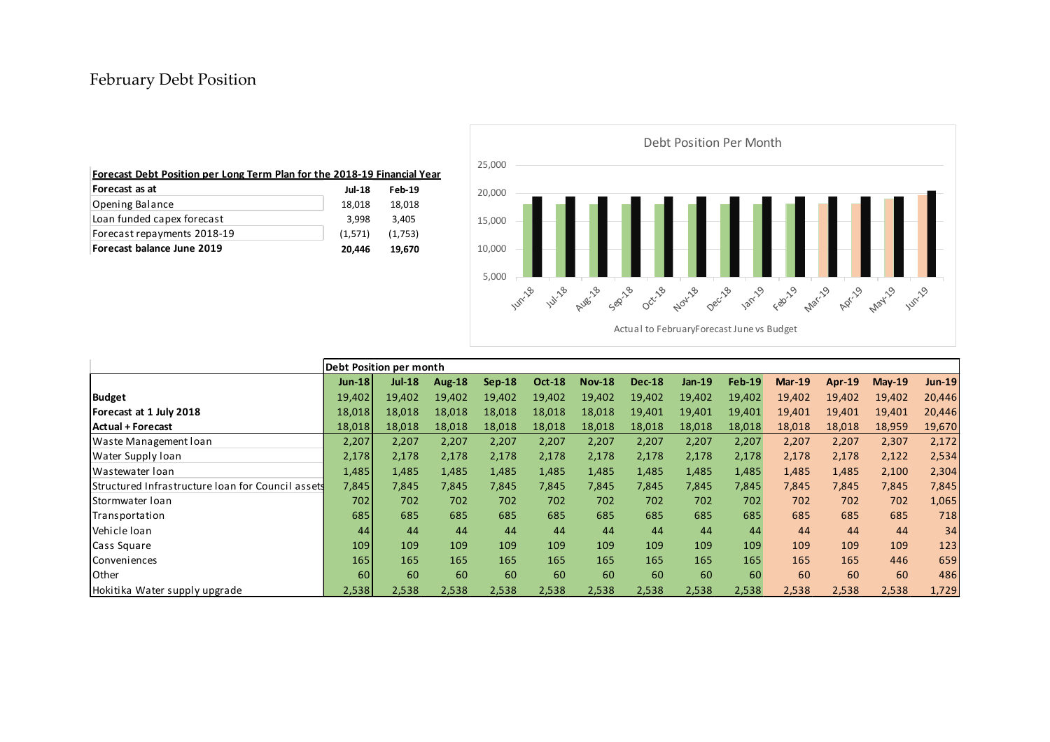# February Debt Position

| Forecast Debt Position per Long Term Plan for the 2018-19 Financial Year | | |
|---|---|---|
| **Forecast as at** | **Jul-18** | **Feb-19** |
| Opening Balance | 18,018 | 18,018 |
| Loan funded capex forecast | 3,998 | 3,405 |
| Forecast repayments 2018-19 | (1,571) | (1,753) |
| **Forecast balance June 2019** | **20,446** | **19,670** |

Debt Position Per Month

25,000
20,000
15,000
10,000
5,000

Jun-18 Jul-18 Aug-18 Sep-18 Oct-18 Nov-18 Dec-18 Jan-19 Feb-19 Mar-19 Apr-19 May-19 Jun-19

Actual to FebruaryForecast June vs Budget

| | Debt Position per month | | | | | | | | | | | | |
|---|---|---|---|---|---|---|---|---|---|---|---|---|---|
| | **Jun-18** | **Jul-18** | **Aug-18** | **Sep-18** | **Oct-18** | **Nov-18** | **Dec-18** | **Jan-19** | **Feb-19** | **Mar-19** | **Apr-19** | **May-19** | **Jun-19** |
| **Budget** | 19,402 | 19,402 | 19,402 | 19,402 | 19,402 | 19,402 | 19,402 | 19,402 | 19,402 | 19,402 | 19,402 | 19,402 | 20,446 |
| **Forecast at 1 July 2018** | 18,018 | 18,018 | 18,018 | 18,018 | 18,018 | 18,018 | 19,401 | 19,401 | 19,401 | 19,401 | 19,401 | 19,401 | 20,446 |
| **Actual + Forecast** | 18,018 | 18,018 | 18,018 | 18,018 | 18,018 | 18,018 | 18,018 | 18,018 | 18,018 | 18,018 | 18,018 | 18,959 | 19,670 |
| Waste Management loan | 2,207 | 2,207 | 2,207 | 2,207 | 2,207 | 2,207 | 2,207 | 2,207 | 2,207 | 2,207 | 2,207 | 2,307 | 2,172 |
| Water Supply loan | 2,178 | 2,178 | 2,178 | 2,178 | 2,178 | 2,178 | 2,178 | 2,178 | 2,178 | 2,178 | 2,178 | 2,122 | 2,534 |
| Wastewater loan | 1,485 | 1,485 | 1,485 | 1,485 | 1,485 | 1,485 | 1,485 | 1,485 | 1,485 | 1,485 | 1,485 | 2,100 | 2,304 |
| Structured Infrastructure loan for Council assets | 7,845 | 7,845 | 7,845 | 7,845 | 7,845 | 7,845 | 7,845 | 7,845 | 7,845 | 7,845 | 7,845 | 7,845 | 7,845 |
| Stormwater loan | 702 | 702 | 702 | 702 | 702 | 702 | 702 | 702 | 702 | 702 | 702 | 702 | 1,065 |
| Transportation | 685 | 685 | 685 | 685 | 685 | 685 | 685 | 685 | 685 | 685 | 685 | 685 | 718 |
| Vehicle loan | 44 | 44 | 44 | 44 | 44 | 44 | 44 | 44 | 44 | 44 | 44 | 44 | 34 |
| Cass Square | 109 | 109 | 109 | 109 | 109 | 109 | 109 | 109 | 109 | 109 | 109 | 109 | 123 |
| Conveniences | 165 | 165 | 165 | 165 | 165 | 165 | 165 | 165 | 165 | 165 | 165 | 446 | 659 |
| Other | 60 | 60 | 60 | 60 | 60 | 60 | 60 | 60 | 60 | 60 | 60 | 60 | 486 |
| Hokitika Water supply upgrade | 2,538 | 2,538 | 2,538 | 2,538 | 2,538 | 2,538 | 2,538 | 2,538 | 2,538 | 2,538 | 2,538 | 2,538 | 1,729 |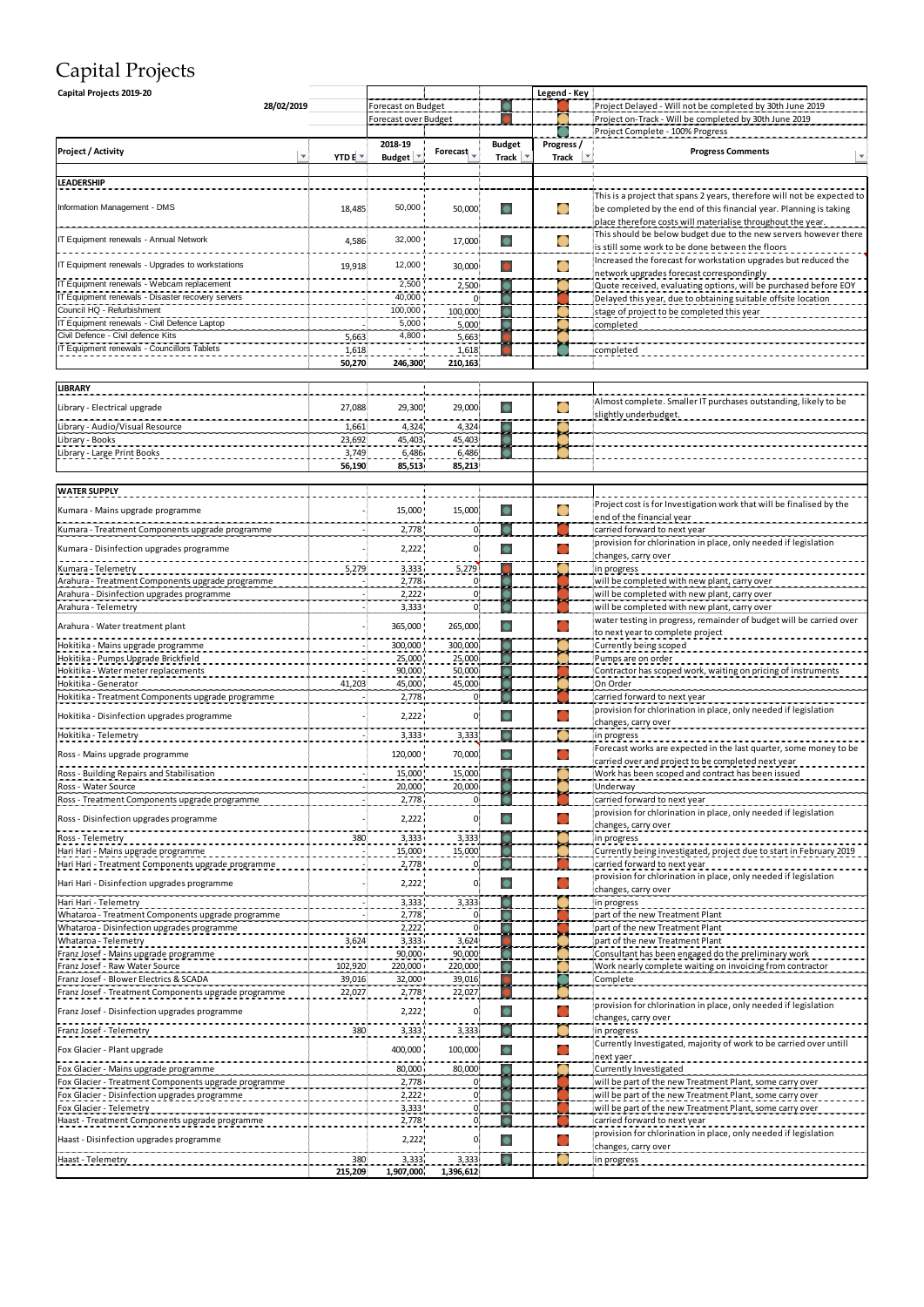# Capital Projects

**Capital Projects 2019-20**

28/02/2019

| | | | |
|---|---|---|---|
| Forecast on Budget | Green | Legend - Key | |
| Forecast over Budget | Red | Red | Project Delayed - Will not be completed by 30th June 2019 |
| | | Amber | Project on-Track - Will be completed by 30th June 2019 |
| | | Green | Project Complete - 100% Progress |

| Project / Activity | YTD E | 2018-19 Budget | Forecast | Budget Track | Progress / Track | Progress Comments |
|---|---|---|---|---|---|---|
| **LEADERSHIP** | | | | | | |
| Information Management - DMS | 18,485 | 50,000 | 50,000 | Green | Amber | This is a project that spans 2 years, therefore will not be expected to be completed by the end of this financial year. Planning is taking place therefore costs will materialise throughout the year. |
| IT Equipment renewals - Annual Network | 4,586 | 32,000 | 17,000 | Green | Amber | This should be below budget due to the new servers however there is still some work to be done between the floors |
| IT Equipment renewals - Upgrades to workstations | 19,918 | 12,000 | 30,000 | Red | Amber | Increased the forecast for workstation upgrades but reduced the network upgrades forecast correspondingly |
| IT Equipment renewals - Webcam replacement | - | 2,500 | 2,500 | Green | Amber | Quote received, evaluating options, will be purchased before EOY |
| IT Equipment renewals - Disaster recovery servers | - | 40,000 | 0 | Green | Red | Delayed this year, due to obtaining suitable offsite location |
| Council HQ - Refurbishment | - | 100,000 | 100,000 | Green | Amber | stage of project to be completed this year |
| IT Equipment renewals - Civil Defence Laptop | - | 5,000 | 5,000 | Green | Amber | completed |
| Civil Defence - Civil defence Kits | 5,663 | 4,800 | 5,663 | Red | Amber | |
| IT Equipment renewals - Councillors Tablets | 1,618 | - | 1,618 | Red | Green | completed |
| | **50,270** | **246,300** | **210,163** | | | |
| **LIBRARY** | | | | | | |
| Library - Electrical upgrade | 27,088 | 29,300 | 29,000 | Green | Amber | Almost complete. Smaller IT purchases outstanding, likely to be slightly underbudget. |
| Library - Audio/Visual Resource | 1,661 | 4,324 | 4,324 | Green | Amber | |
| Library - Books | 23,692 | 45,403 | 45,403 | Green | Amber | |
| Library - Large Print Books | 3,749 | 6,486 | 6,486 | Green | Amber | |
| | **56,190** | **85,513** | **85,213** | | | |
| **WATER SUPPLY** | | | | | | |
| Kumara - Mains upgrade programme | - | 15,000 | 15,000 | Green | Amber | Project cost is for Investigation work that will be finalised by the end of the financial year |
| Kumara - Treatment Components upgrade programme | - | 2,778 | 0 | Green | Red | carried forward to next year |
| Kumara - Disinfection upgrades programme | - | 2,222 | 0 | Green | Red | provision for chlorination in place, only needed if legislation changes, carry over |
| Kumara - Telemetry | 5,279 | 3,333 | 5,279 | Red | Amber | in progress |
| Arahura - Treatment Components upgrade programme | - | 2,778 | 0 | Green | Red | will be completed with new plant, carry over |
| Arahura - Disinfection upgrades programme | - | 2,222 | 0 | Green | Red | will be completed with new plant, carry over |
| Arahura - Telemetry | - | 3,333 | 0 | Green | Red | will be completed with new plant, carry over |
| Arahura - Water treatment plant | - | 365,000 | 265,000 | Green | Red | water testing in progress, remainder of budget will be carried over to next year to complete project |
| Hokitika - Mains upgrade programme | - | 300,000 | 300,000 | Green | Amber | Currently being scoped |
| Hokitika - Pumps Upgrade Brickfield | - | 25,000 | 25,000 | Green | Amber | Pumps are on order |
| Hokitika - Water meter replacements | - | 90,000 | 50,000 | Green | Red | Contractor has scoped work, waiting on pricing of instruments |
| Hokitika - Generator | 41,203 | 45,000 | 45,000 | Green | Amber | On Order |
| Hokitika - Treatment Components upgrade programme | - | 2,778 | 0 | Green | Red | carried forward to next year |
| Hokitika - Disinfection upgrades programme | - | 2,222 | 0 | Green | Red | provision for chlorination in place, only needed if legislation changes, carry over |
| Hokitika - Telemetry | - | 3,333 | 3,333 | Green | Amber | in progress |
| Ross - Mains upgrade programme | - | 120,000 | 70,000 | Green | Red | Forecast works are expected in the last quarter, some money to be carried over and project to be completed next year |
| Ross - Building Repairs and Stabilisation | - | 15,000 | 15,000 | Green | Amber | Work has been scoped and contract has been issued |
| Ross - Water Source | - | 20,000 | 20,000 | Green | Amber | Underway |
| Ross - Treatment Components upgrade programme | - | 2,778 | 0 | Green | Red | carried forward to next year |
| Ross - Disinfection upgrades programme | - | 2,222 | 0 | Green | Red | provision for chlorination in place, only needed if legislation changes, carry over |
| Ross - Telemetry | 380 | 3,333 | 3,333 | Green | Amber | in progress |
| Hari Hari - Mains upgrade programme | - | 15,000 | 15,000 | Green | Amber | Currently being investigated, project due to start in February 2019 |
| Hari Hari - Treatment Components upgrade programme | - | 2,778 | 0 | Green | Red | carried forward to next year |
| Hari Hari - Disinfection upgrades programme | - | 2,222 | 0 | Green | Red | provision for chlorination in place, only needed if legislation changes, carry over |
| Hari Hari - Telemetry | - | 3,333 | 3,333 | Green | Amber | in progress |
| Whataroa - Treatment Components upgrade programme | - | 2,778 | 0 | Green | Red | part of the new Treatment Plant |
| Whataroa - Disinfection upgrades programme | - | 2,222 | 0 | Green | Red | part of the new Treatment Plant |
| Whataroa - Telemetry | 3,624 | 3,333 | 3,624 | Red | Amber | part of the new Treatment Plant |
| Franz Josef - Mains upgrade programme | - | 90,000 | 90,000 | Green | Amber | Consultant has been engaged do the preliminary work |
| Franz Josef - Raw Water Source | 102,920 | 220,000 | 220,000 | Green | Amber | Work nearly complete waiting on invoicing from contractor |
| Franz Josef - Blower Electrics & SCADA | 39,016 | 32,000 | 39,016 | Red | Green | Complete |
| Franz Josef - Treatment Components upgrade programme | 22,027 | 2,778 | 22,027 | Red | | |
| Franz Josef - Disinfection upgrades programme | - | 2,222 | 0 | Green | Red | provision for chlorination in place, only needed if legislation changes, carry over |
| Franz Josef - Telemetry | 380 | 3,333 | 3,333 | Green | Amber | in progress |
| Fox Glacier - Plant upgrade | - | 400,000 | 100,000 | Green | Red | Currently Investigated, majority of work to be carried over untill next yaer |
| Fox Glacier - Mains upgrade programme | - | 80,000 | 80,000 | Green | Amber | Currently Investigated |
| Fox Glacier - Treatment Components upgrade programme | - | 2,778 | 0 | Green | Red | will be part of the new Treatment Plant, some carry over |
| Fox Glacier - Disinfection upgrades programme | - | 2,222 | 0 | Green | Red | will be part of the new Treatment Plant, some carry over |
| Fox Glacier - Telemetry | - | 3,333 | 0 | Green | Red | will be part of the new Treatment Plant, some carry over |
| Haast - Treatment Components upgrade programme | - | 2,778 | 0 | Green | Red | carried forward to next year |
| Haast - Disinfection upgrades programme | - | 2,222 | 0 | Green | Red | provision for chlorination in place, only needed if legislation changes, carry over |
| Haast - Telemetry | 380 | 3,333 | 3,333 | Green | Amber | in progress |
| | **215,209** | **1,907,000** | **1,396,612** | | | |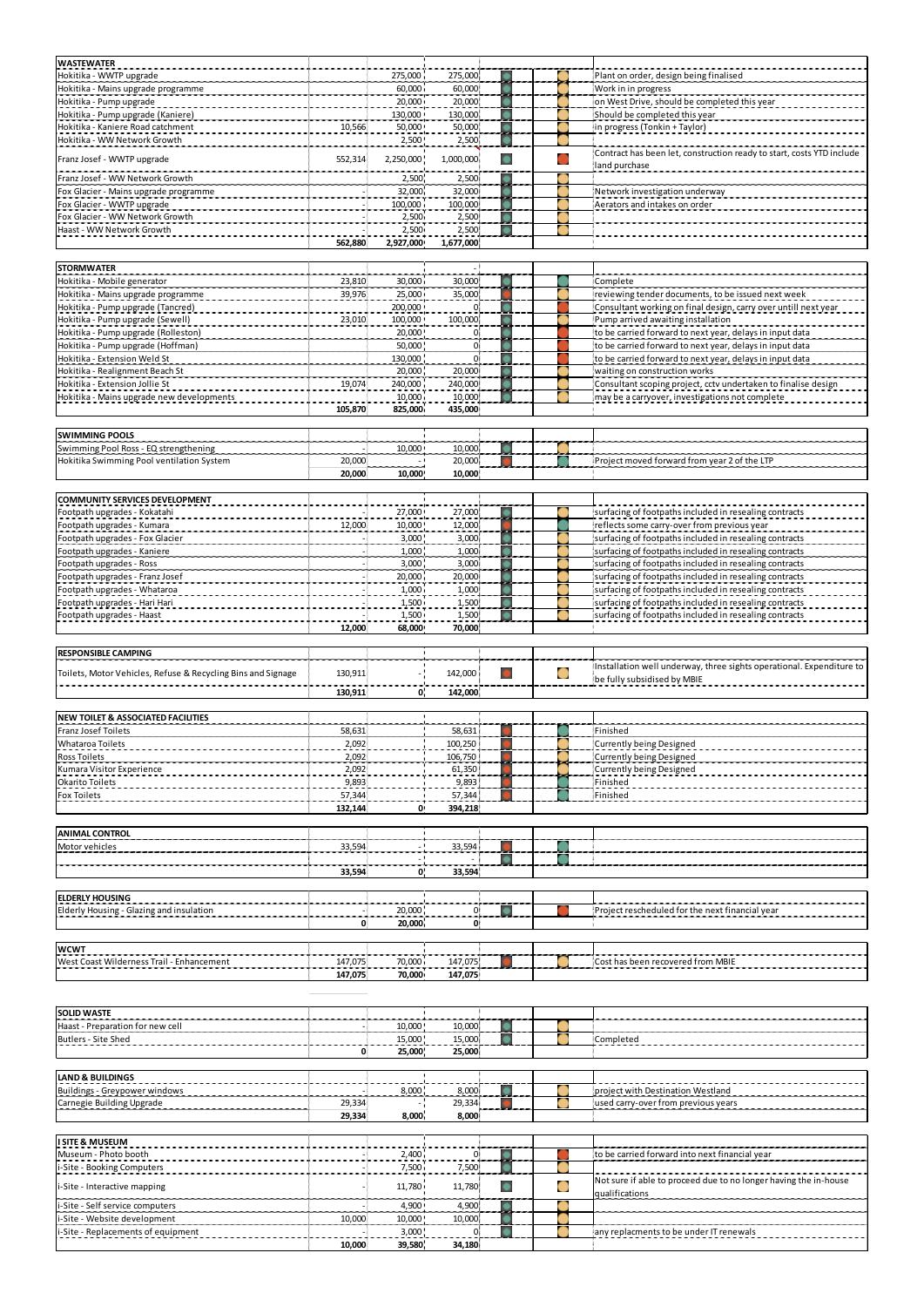| | | | | | | |
|---|---|---|---|---|---|---|
| **WASTEWATER** | | | | | | |
| Hokitika - WWTP upgrade | | 275,000 | 275,000 | | | Plant on order, design being finalised |
| Hokitika - Mains upgrade programme | | 60,000 | 60,000 | | | Work in in progress |
| Hokitika - Pump upgrade | | 20,000 | 20,000 | | | on West Drive, should be completed this year |
| Hokitika - Pump upgrade (Kaniere) | | 130,000 | 130,000 | | | Should be completed this year |
| Hokitika - Kaniere Road catchment | 10,566 | 50,000 | 50,000 | | | in progress (Tonkin + Taylor) |
| Hokitika - WW Network Growth | | 2,500 | 2,500 | | | |
| Franz Josef - WWTP upgrade | 552,314 | 2,250,000 | 1,000,000 | | | Contract has been let, construction ready to start, costs YTD include land purchase |
| Franz Josef - WW Network Growth | | 2,500 | 2,500 | | | |
| Fox Glacier - Mains upgrade programme | - | 32,000 | 32,000 | | | Network investigation underway |
| Fox Glacier - WWTP upgrade | - | 100,000 | 100,000 | | | Aerators and intakes on order |
| Fox Glacier - WW Network Growth | - | 2,500 | 2,500 | | | |
| Haast - WW Network Growth | - | 2,500 | 2,500 | | | |
| | **562,880** | **2,927,000** | **1,677,000** | | | |
| **STORMWATER** | | | - | | | |
| Hokitika - Mobile generator | 23,810 | 30,000 | 30,000 | | | Complete |
| Hokitika - Mains upgrade programme | 39,976 | 25,000 | 35,000 | | | reviewing tender documents, to be issued next week |
| Hokitika - Pump upgrade (Tancred) | | 200,000 | 0 | | | Consultant working on final design, carry over untill next year |
| Hokitika - Pump upgrade (Sewell) | 23,010 | 100,000 | 100,000 | | | Pump arrived awaiting installation |
| Hokitika - Pump upgrade (Rolleston) | | 20,000 | 0 | | | to be carried forward to next year, delays in input data |
| Hokitika - Pump upgrade (Hoffman) | | 50,000 | 0 | | | to be carried forward to next year, delays in input data |
| Hokitika - Extension Weld St | | 130,000 | 0 | | | to be carried forward to next year, delays in input data |
| Hokitika - Realignment Beach St | | 20,000 | 20,000 | | | waiting on construction works |
| Hokitika - Extension Jollie St | 19,074 | 240,000 | 240,000 | | | Consultant scoping project, cctv undertaken to finalise design |
| Hokitika - Mains upgrade new developments | | 10,000 | 10,000 | | | may be a carryover, investigations not complete |
| | **105,870** | **825,000** | **435,000** | | | |
| **SWIMMING POOLS** | | | | | | |
| Swimming Pool Ross - EQ strengthening | - | 10,000 | 10,000 | | | |
| Hokitika Swimming Pool ventilation System | 20,000 | - | 20,000 | | | Project moved forward from year 2 of the LTP |
| | **20,000** | **10,000** | **10,000** | | | |
| **COMMUNITY SERVICES DEVELOPMENT** | | | | | | |
| Footpath upgrades - Kokatahi | - | 27,000 | 27,000 | | | surfacing of footpaths included in resealing contracts |
| Footpath upgrades - Kumara | 12,000 | 10,000 | 12,000 | | | reflects some carry-over from previous year |
| Footpath upgrades - Fox Glacier | - | 3,000 | 3,000 | | | surfacing of footpaths included in resealing contracts |
| Footpath upgrades - Kaniere | - | 1,000 | 1,000 | | | surfacing of footpaths included in resealing contracts |
| Footpath upgrades - Ross | - | 3,000 | 3,000 | | | surfacing of footpaths included in resealing contracts |
| Footpath upgrades - Franz Josef | - | 20,000 | 20,000 | | | surfacing of footpaths included in resealing contracts |
| Footpath upgrades - Whataroa | - | 1,000 | 1,000 | | | surfacing of footpaths included in resealing contracts |
| Footpath upgrades - Hari Hari | - | 1,500 | 1,500 | | | surfacing of footpaths included in resealing contracts |
| Footpath upgrades - Haast | - | 1,500 | 1,500 | | | surfacing of footpaths included in resealing contracts |
| | **12,000** | **68,000** | **70,000** | | | |
| **RESPONSIBLE CAMPING** | | | | | | |
| Toilets, Motor Vehicles, Refuse & Recycling Bins and Signage | 130,911 | - | 142,000 | | | Installation well underway, three sights operational. Expenditure to be fully subsidised by MBIE |
| | **130,911** | **0** | **142,000** | | | |
| **NEW TOILET & ASSOCIATED FACILITIES** | | | | | | |
| Franz Josef Toilets | 58,631 | | 58,631 | | | Finished |
| Whataroa Toilets | 2,092 | | 100,250 | | | Currently being Designed |
| Ross Toilets | 2,092 | | 106,750 | | | Currently being Designed |
| Kumara Visitor Experience | 2,092 | | 61,350 | | | Currently being Designed |
| Okarito Toilets | 9,893 | | 9,893 | | | Finished |
| Fox Toilets | 57,344 | | 57,344 | | | Finished |
| | **132,144** | **0** | **394,218** | | | |
| **ANIMAL CONTROL** | | | | | | |
| Motor vehicles | 33,594 | - | 33,594 | | | |
| | | - | - | | | |
| | **33,594** | **0** | **33,594** | | | |
| **ELDERLY HOUSING** | | | | | | |
| Elderly Housing - Glazing and insulation | - | 20,000 | 0 | | | Project rescheduled for the next financial year |
| | **0** | **20,000** | **0** | | | |
| **WCWT** | | | | | | |
| West Coast Wilderness Trail - Enhancement | 147,075 | 70,000 | 147,075 | | | Cost has been recovered from MBIE |
| | **147,075** | **70,000** | **147,075** | | | |
| **SOLID WASTE** | | | | | | |
| Haast - Preparation for new cell | - | 10,000 | 10,000 | | | |
| Butlers - Site Shed | - | 15,000 | 15,000 | | | Completed |
| | **0** | **25,000** | **25,000** | | | |
| **LAND & BUILDINGS** | | | | | | |
| Buildings - Greypower windows | - | 8,000 | 8,000 | | | project with Destination Westland |
| Carnegie Building Upgrade | 29,334 | - | 29,334 | | | used carry-over from previous years |
| | **29,334** | **8,000** | **8,000** | | | |
| **I SITE & MUSEUM** | | | | | | |
| Museum - Photo booth | - | 2,400 | 0 | | | to be carried forward into next financial year |
| i-Site - Booking Computers | - | 7,500 | 7,500 | | | |
| i-Site - Interactive mapping | - | 11,780 | 11,780 | | | Not sure if able to proceed due to no longer having the in-house qualifications |
| i-Site - Self service computers | - | 4,900 | 4,900 | | | |
| i-Site - Website development | 10,000 | 10,000 | 10,000 | | | |
| i-Site - Replacements of equipment | - | 3,000 | 0 | | | any replacments to be under IT renewals |
| | **10,000** | **39,580** | **34,180** | | | |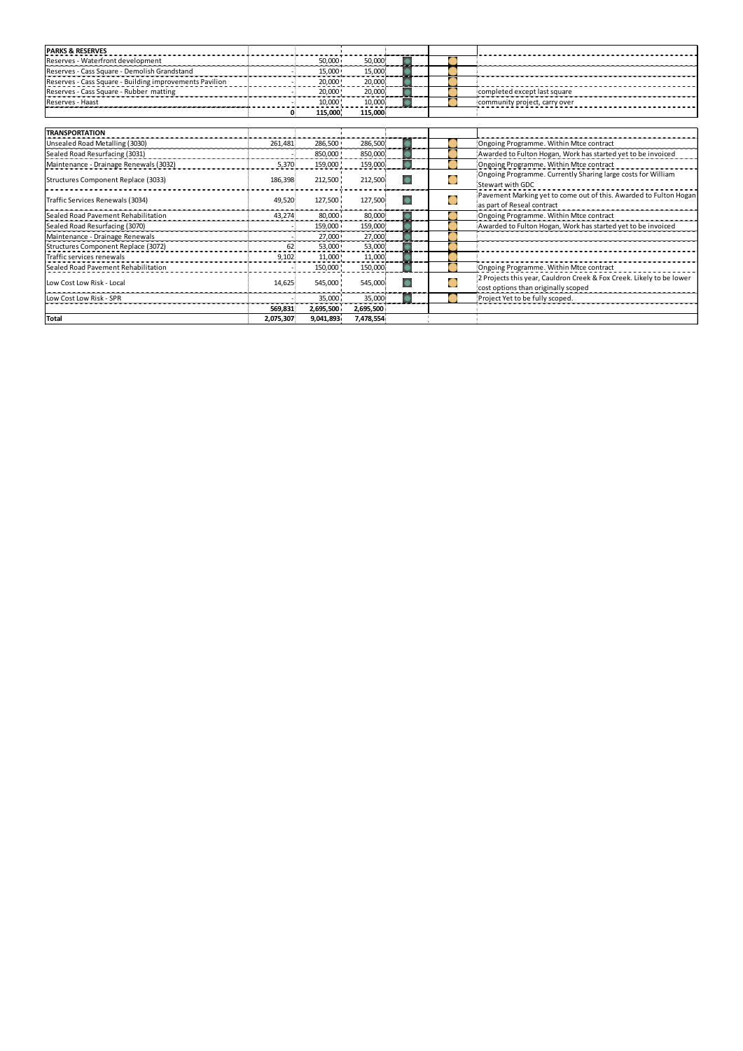| | | | | | | |
|---|---|---|---|---|---|---|
| **PARKS & RESERVES** | | | | | | |
| Reserves - Waterfront development | | 50,000 | 50,000 | | | |
| Reserves - Cass Square - Demolish Grandstand | - | 15,000 | 15,000 | | | |
| Reserves - Cass Square - Building improvements Pavilion | - | 20,000 | 20,000 | | | |
| Reserves - Cass Square - Rubber matting | - | 20,000 | 20,000 | | | completed except last square |
| Reserves - Haast | - | 10,000 | 10,000 | | | community project, carry over |
| | **0** | **115,000** | **115,000** | | | |
| | | | | | | |
| **TRANSPORTATION** | | | | | | |
| Unsealed Road Metalling (3030) | 261,481 | 286,500 | 286,500 | | | Ongoing Programme. Within Mtce contract |
| Sealed Road Resurfacing (3031) | - | 850,000 | 850,000 | | | Awarded to Fulton Hogan, Work has started yet to be invoiced |
| Maintenance - Drainage Renewals (3032) | 5,370 | 159,000 | 159,000 | | | Ongoing Programme. Within Mtce contract |
| Structures Component Replace (3033) | 186,398 | 212,500 | 212,500 | | | Ongoing Programme. Currently Sharing large costs for William Stewart with GDC |
| Traffic Services Renewals (3034) | 49,520 | 127,500 | 127,500 | | | Pavement Marking yet to come out of this. Awarded to Fulton Hogan as part of Reseal contract |
| Sealed Road Pavement Rehabilitation | 43,274 | 80,000 | 80,000 | | | Ongoing Programme. Within Mtce contract |
| Sealed Road Resurfacing (3070) | - | 159,000 | 159,000 | | | Awarded to Fulton Hogan, Work has started yet to be invoiced |
| Maintenance - Drainage Renewals | - | 27,000 | 27,000 | | | |
| Structures Component Replace (3072) | 62 | 53,000 | 53,000 | | | |
| Traffic services renewals | 9,102 | 11,000 | 11,000 | | | |
| Sealed Road Pavement Rehabilitation | - | 150,000 | 150,000 | | | Ongoing Programme. Within Mtce contract |
| Low Cost Low Risk - Local | 14,625 | 545,000 | 545,000 | | | 2 Projects this year, Cauldron Creek & Fox Creek. Likely to be lower cost options than originally scoped |
| Low Cost Low Risk - SPR | - | 35,000 | 35,000 | | | Project Yet to be fully scoped. |
| | **569,831** | **2,695,500** | **2,695,500** | | | |
| **Total** | **2,075,307** | **9,041,893** | **7,478,554** | | | |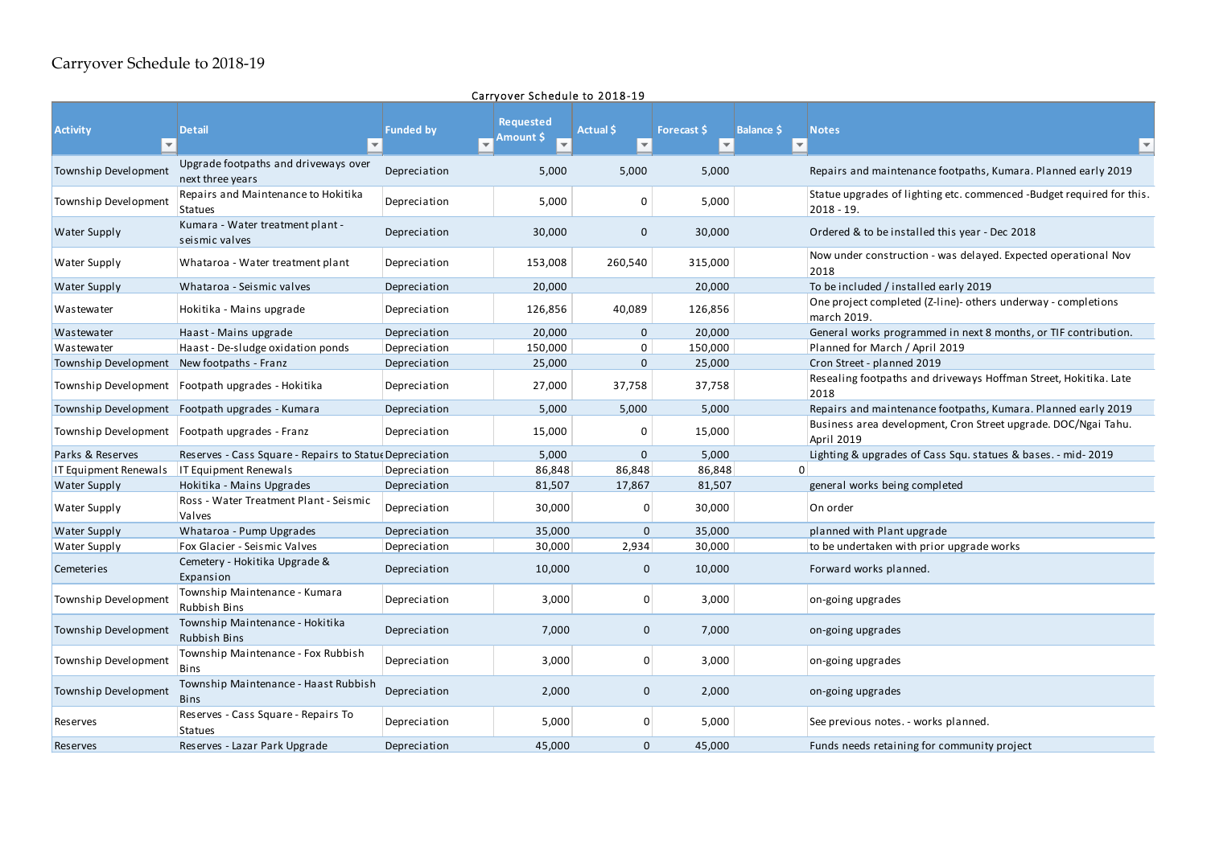# Carryover Schedule to 2018-19

Carryover Schedule to 2018-19

| Activity | Detail | Funded by | Requested Amount $ | Actual $ | Forecast $ | Balance $ | Notes |
|---|---|---|---|---|---|---|---|
| Township Development | Upgrade footpaths and driveways over next three years | Depreciation | 5,000 | 5,000 | 5,000 | | Repairs and maintenance footpaths, Kumara. Planned early 2019 |
| Township Development | Repairs and Maintenance to Hokitika Statues | Depreciation | 5,000 | 0 | 5,000 | | Statue upgrades of lighting etc. commenced -Budget required for this. 2018 - 19. |
| Water Supply | Kumara - Water treatment plant - seismic valves | Depreciation | 30,000 | 0 | 30,000 | | Ordered & to be installed this year - Dec 2018 |
| Water Supply | Whataroa - Water treatment plant | Depreciation | 153,008 | 260,540 | 315,000 | | Now under construction - was delayed. Expected operational Nov 2018 |
| Water Supply | Whataroa - Seismic valves | Depreciation | 20,000 | | 20,000 | | To be included / installed early 2019 |
| Wastewater | Hokitika - Mains upgrade | Depreciation | 126,856 | 40,089 | 126,856 | | One project completed (Z-line)- others underway - completions march 2019. |
| Wastewater | Haast - Mains upgrade | Depreciation | 20,000 | 0 | 20,000 | | General works programmed in next 8 months, or TIF contribution. |
| Wastewater | Haast - De-sludge oxidation ponds | Depreciation | 150,000 | 0 | 150,000 | | Planned for March / April 2019 |
| Township Development | New footpaths - Franz | Depreciation | 25,000 | 0 | 25,000 | | Cron Street - planned 2019 |
| Township Development | Footpath upgrades - Hokitika | Depreciation | 27,000 | 37,758 | 37,758 | | Resealing footpaths and driveways Hoffman Street, Hokitika. Late 2018 |
| Township Development | Footpath upgrades - Kumara | Depreciation | 5,000 | 5,000 | 5,000 | | Repairs and maintenance footpaths, Kumara. Planned early 2019 |
| Township Development | Footpath upgrades - Franz | Depreciation | 15,000 | 0 | 15,000 | | Business area development, Cron Street upgrade. DOC/Ngai Tahu. April 2019 |
| Parks & Reserves | Reserves - Cass Square - Repairs to Statue | Depreciation | 5,000 | 0 | 5,000 | | Lighting & upgrades of Cass Squ. statues & bases. - mid- 2019 |
| IT Equipment Renewals | IT Equipment Renewals | Depreciation | 86,848 | 86,848 | 86,848 | 0 | |
| Water Supply | Hokitika - Mains Upgrades | Depreciation | 81,507 | 17,867 | 81,507 | | general works being completed |
| Water Supply | Ross - Water Treatment Plant - Seismic Valves | Depreciation | 30,000 | 0 | 30,000 | | On order |
| Water Supply | Whataroa - Pump Upgrades | Depreciation | 35,000 | 0 | 35,000 | | planned with Plant upgrade |
| Water Supply | Fox Glacier - Seismic Valves | Depreciation | 30,000 | 2,934 | 30,000 | | to be undertaken with prior upgrade works |
| Cemeteries | Cemetery - Hokitika Upgrade & Expansion | Depreciation | 10,000 | 0 | 10,000 | | Forward works planned. |
| Township Development | Township Maintenance - Kumara Rubbish Bins | Depreciation | 3,000 | 0 | 3,000 | | on-going upgrades |
| Township Development | Township Maintenance - Hokitika Rubbish Bins | Depreciation | 7,000 | 0 | 7,000 | | on-going upgrades |
| Township Development | Township Maintenance - Fox Rubbish Bins | Depreciation | 3,000 | 0 | 3,000 | | on-going upgrades |
| Township Development | Township Maintenance - Haast Rubbish Bins | Depreciation | 2,000 | 0 | 2,000 | | on-going upgrades |
| Reserves | Reserves - Cass Square - Repairs To Statues | Depreciation | 5,000 | 0 | 5,000 | | See previous notes. - works planned. |
| Reserves | Reserves - Lazar Park Upgrade | Depreciation | 45,000 | 0 | 45,000 | | Funds needs retaining for community project |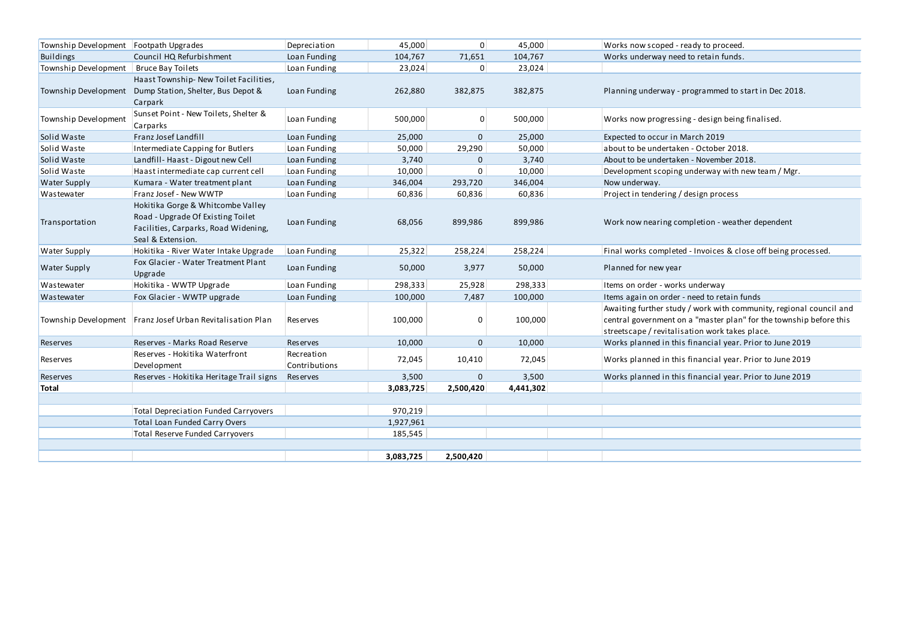| | | | | | | | |
|---|---|---|---|---|---|---|---|
| Township Development | Footpath Upgrades | Depreciation | 45,000 | 0 | 45,000 | | Works now scoped - ready to proceed. |
| Buildings | Council HQ Refurbishment | Loan Funding | 104,767 | 71,651 | 104,767 | | Works underway need to retain funds. |
| Township Development | Bruce Bay Toilets | Loan Funding | 23,024 | 0 | 23,024 | | |
| Township Development | Haast Township- New Toilet Facilities, Dump Station, Shelter, Bus Depot & Carpark | Loan Funding | 262,880 | 382,875 | 382,875 | | Planning underway - programmed to start in Dec 2018. |
| Township Development | Sunset Point - New Toilets, Shelter & Carparks | Loan Funding | 500,000 | 0 | 500,000 | | Works now progressing - design being finalised. |
| Solid Waste | Franz Josef Landfill | Loan Funding | 25,000 | 0 | 25,000 | | Expected to occur in March 2019 |
| Solid Waste | Intermediate Capping for Butlers | Loan Funding | 50,000 | 29,290 | 50,000 | | about to be undertaken - October 2018. |
| Solid Waste | Landfill- Haast - Digout new Cell | Loan Funding | 3,740 | 0 | 3,740 | | About to be undertaken - November 2018. |
| Solid Waste | Haast intermediate cap current cell | Loan Funding | 10,000 | 0 | 10,000 | | Development scoping underway with new team / Mgr. |
| Water Supply | Kumara - Water treatment plant | Loan Funding | 346,004 | 293,720 | 346,004 | | Now underway. |
| Wastewater | Franz Josef - New WWTP | Loan Funding | 60,836 | 60,836 | 60,836 | | Project in tendering / design process |
| Transportation | Hokitika Gorge & Whitcombe Valley Road - Upgrade Of Existing Toilet Facilities, Carparks, Road Widening, Seal & Extension. | Loan Funding | 68,056 | 899,986 | 899,986 | | Work now nearing completion - weather dependent |
| Water Supply | Hokitika - River Water Intake Upgrade | Loan Funding | 25,322 | 258,224 | 258,224 | | Final works completed - Invoices & close off being processed. |
| Water Supply | Fox Glacier - Water Treatment Plant Upgrade | Loan Funding | 50,000 | 3,977 | 50,000 | | Planned for new year |
| Wastewater | Hokitika - WWTP Upgrade | Loan Funding | 298,333 | 25,928 | 298,333 | | Items on order - works underway |
| Wastewater | Fox Glacier - WWTP upgrade | Loan Funding | 100,000 | 7,487 | 100,000 | | Items again on order - need to retain funds |
| Township Development | Franz Josef Urban Revitalisation Plan | Reserves | 100,000 | 0 | 100,000 | | Awaiting further study / work with community, regional council and central government on a "master plan" for the township before this streetscape / revitalisation work takes place. |
| Reserves | Reserves - Marks Road Reserve | Reserves | 10,000 | 0 | 10,000 | | Works planned in this financial year. Prior to June 2019 |
| Reserves | Reserves - Hokitika Waterfront Development | Recreation Contributions | 72,045 | 10,410 | 72,045 | | Works planned in this financial year. Prior to June 2019 |
| Reserves | Reserves - Hokitika Heritage Trail signs | Reserves | 3,500 | 0 | 3,500 | | Works planned in this financial year. Prior to June 2019 |
| **Total** | | | **3,083,725** | **2,500,420** | **4,441,302** | | |
| | | | | | | | |
| | Total Depreciation Funded Carryovers | | 970,219 | | | | |
| | Total Loan Funded Carry Overs | | 1,927,961 | | | | |
| | Total Reserve Funded Carryovers | | 185,545 | | | | |
| | | | | | | | |
| | | | **3,083,725** | **2,500,420** | | | |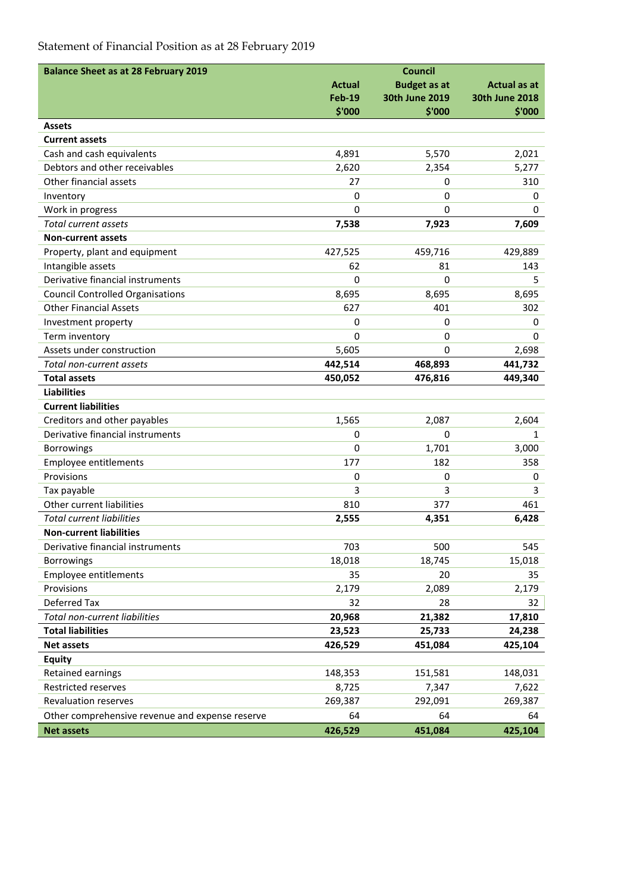Statement of Financial Position as at 28 February 2019

| Balance Sheet as at 28 February 2019 | Council | | |
|---|---|---|---|
| | Actual Feb-19 $'000 | Budget as at 30th June 2019 $'000 | Actual as at 30th June 2018 $'000 |
| **Assets** | | | |
| **Current assets** | | | |
| Cash and cash equivalents | 4,891 | 5,570 | 2,021 |
| Debtors and other receivables | 2,620 | 2,354 | 5,277 |
| Other financial assets | 27 | 0 | 310 |
| Inventory | 0 | 0 | 0 |
| Work in progress | 0 | 0 | 0 |
| *Total current assets* | **7,538** | **7,923** | **7,609** |
| **Non-current assets** | | | |
| Property, plant and equipment | 427,525 | 459,716 | 429,889 |
| Intangible assets | 62 | 81 | 143 |
| Derivative financial instruments | 0 | 0 | 5 |
| Council Controlled Organisations | 8,695 | 8,695 | 8,695 |
| Other Financial Assets | 627 | 401 | 302 |
| Investment property | 0 | 0 | 0 |
| Term inventory | 0 | 0 | 0 |
| Assets under construction | 5,605 | 0 | 2,698 |
| *Total non-current assets* | **442,514** | **468,893** | **441,732** |
| **Total assets** | **450,052** | **476,816** | **449,340** |
| **Liabilities** | | | |
| **Current liabilities** | | | |
| Creditors and other payables | 1,565 | 2,087 | 2,604 |
| Derivative financial instruments | 0 | 0 | 1 |
| Borrowings | 0 | 1,701 | 3,000 |
| Employee entitlements | 177 | 182 | 358 |
| Provisions | 0 | 0 | 0 |
| Tax payable | 3 | 3 | 3 |
| Other current liabilities | 810 | 377 | 461 |
| *Total current liabilities* | **2,555** | **4,351** | **6,428** |
| **Non-current liabilities** | | | |
| Derivative financial instruments | 703 | 500 | 545 |
| Borrowings | 18,018 | 18,745 | 15,018 |
| Employee entitlements | 35 | 20 | 35 |
| Provisions | 2,179 | 2,089 | 2,179 |
| Deferred Tax | 32 | 28 | 32 |
| *Total non-current liabilities* | **20,968** | **21,382** | **17,810** |
| **Total liabilities** | **23,523** | **25,733** | **24,238** |
| **Net assets** | **426,529** | **451,084** | **425,104** |
| **Equity** | | | |
| Retained earnings | 148,353 | 151,581 | 148,031 |
| Restricted reserves | 8,725 | 7,347 | 7,622 |
| Revaluation reserves | 269,387 | 292,091 | 269,387 |
| Other comprehensive revenue and expense reserve | 64 | 64 | 64 |
| **Net assets** | **426,529** | **451,084** | **425,104** |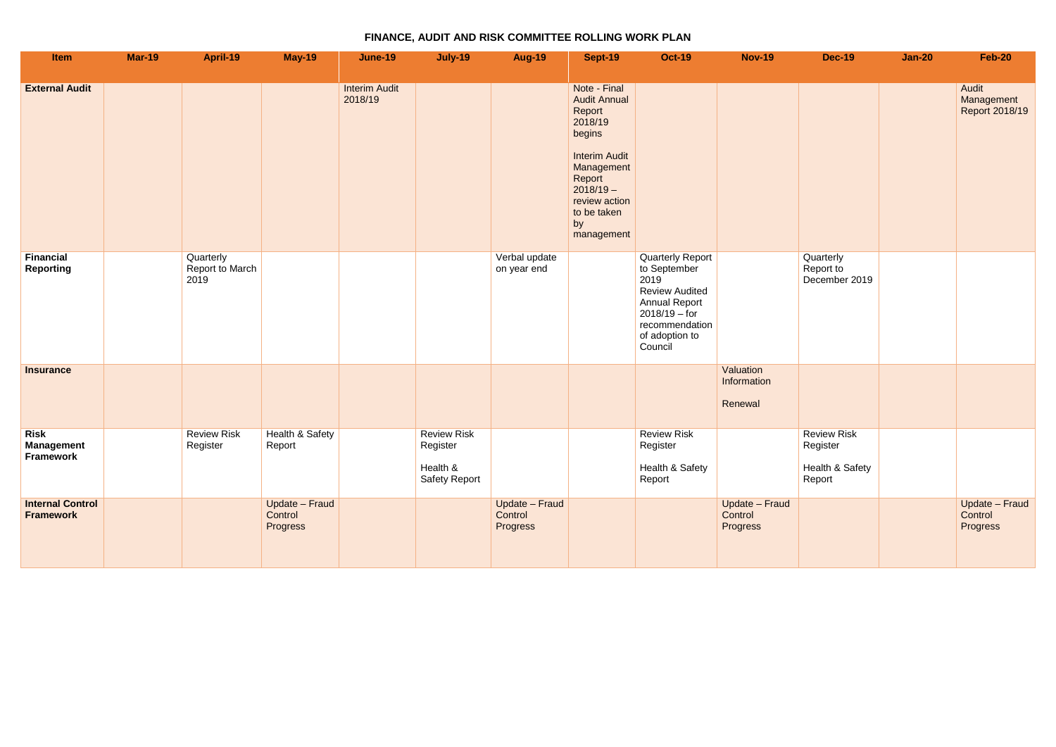# FINANCE, AUDIT AND RISK COMMITTEE ROLLING WORK PLAN

| Item | Mar-19 | April-19 | May-19 | June-19 | July-19 | Aug-19 | Sept-19 | Oct-19 | Nov-19 | Dec-19 | Jan-20 | Feb-20 |
|---|---|---|---|---|---|---|---|---|---|---|---|---|
| **External Audit** | | | | Interim Audit 2018/19 | | | Note - Final Audit Annual Report 2018/19 begins<br><br>Interim Audit Management Report 2018/19 – review action to be taken by management | | | | | Audit Management Report 2018/19 |
| **Financial Reporting** | | Quarterly Report to March 2019 | | | | Verbal update on year end | | Quarterly Report to September 2019<br>Review Audited Annual Report 2018/19 – for recommendation of adoption to Council | | Quarterly Report to December 2019 | | |
| **Insurance** | | | | | | | | | Valuation Information<br><br>Renewal | | | |
| **Risk Management Framework** | | Review Risk Register | Health & Safety Report | | Review Risk Register<br><br>Health & Safety Report | | | Review Risk Register<br><br>Health & Safety Report | | Review Risk Register<br><br>Health & Safety Report | | |
| **Internal Control Framework** | | | Update – Fraud Control Progress | | | Update – Fraud Control Progress | | | Update – Fraud Control Progress | | | Update – Fraud Control Progress |